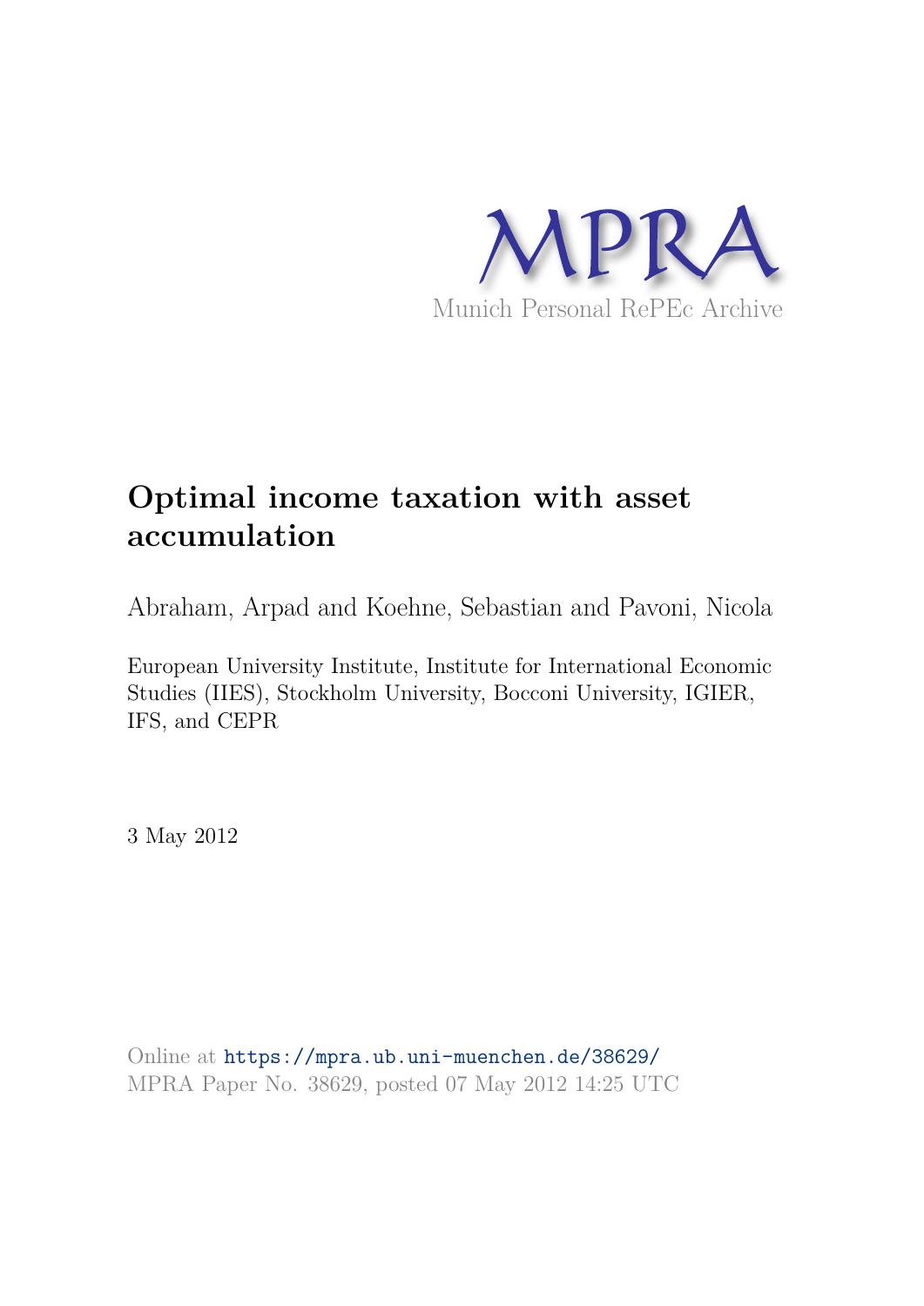MPRA

Munich Personal RePEc Archive

# Optimal income taxation with asset accumulation

Abraham, Arpad and Koehne, Sebastian and Pavoni, Nicola

European University Institute, Institute for International Economic Studies (IIES), Stockholm University, Bocconi University, IGIER, IFS, and CEPR

3 May 2012

Online at https://mpra.ub.uni-muenchen.de/38629/
MPRA Paper No. 38629, posted 07 May 2012 14:25 UTC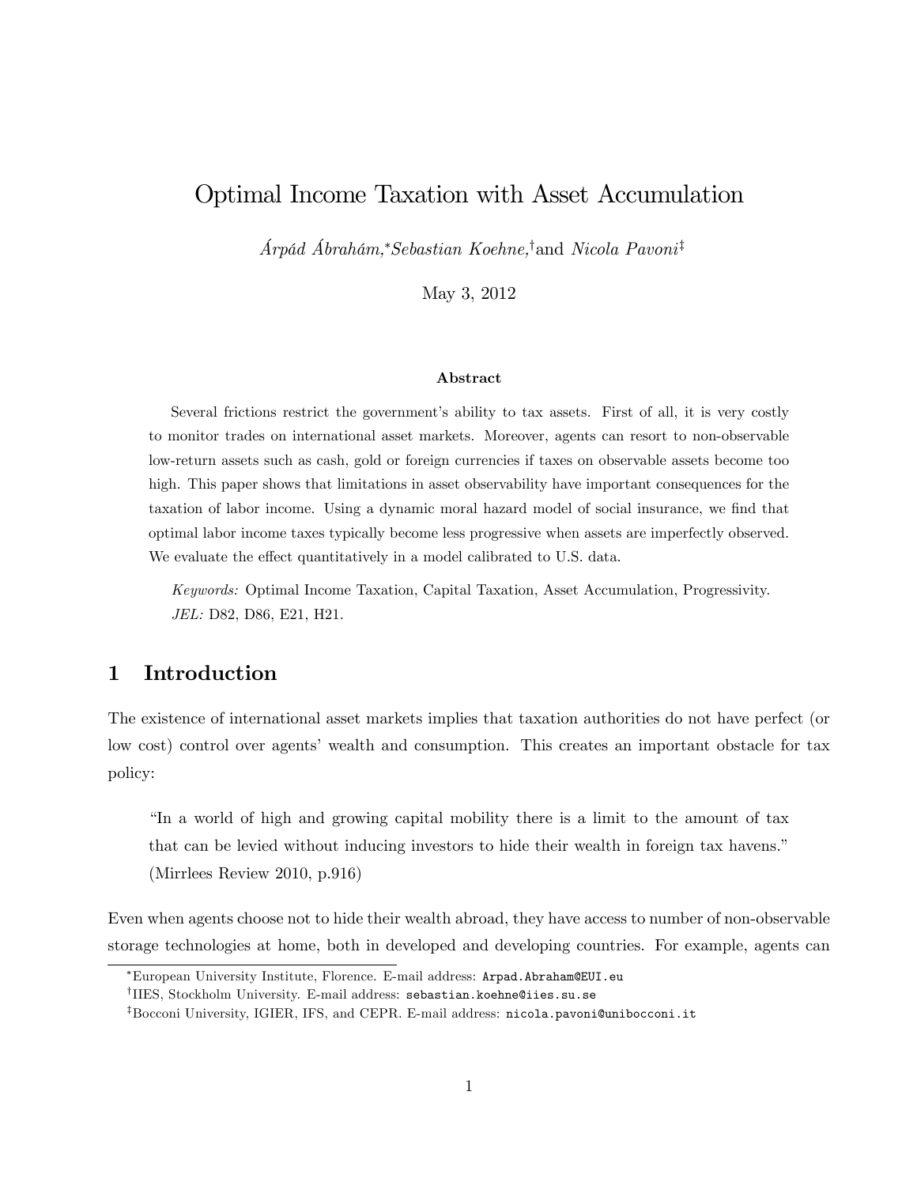# Optimal Income Taxation with Asset Accumulation

*Árpád Ábrahám*,[*] *Sebastian Koehne*,[†] and *Nicola Pavoni*[‡]

May 3, 2012

#### Abstract

Several frictions restrict the government's ability to tax assets. First of all, it is very costly to monitor trades on international asset markets. Moreover, agents can resort to non-observable low-return assets such as cash, gold or foreign currencies if taxes on observable assets become too high. This paper shows that limitations in asset observability have important consequences for the taxation of labor income. Using a dynamic moral hazard model of social insurance, we find that optimal labor income taxes typically become less progressive when assets are imperfectly observed. We evaluate the effect quantitatively in a model calibrated to U.S. data.

*Keywords:* Optimal Income Taxation, Capital Taxation, Asset Accumulation, Progressivity.
*JEL:* D82, D86, E21, H21.

## 1 Introduction

The existence of international asset markets implies that taxation authorities do not have perfect (or low cost) control over agents' wealth and consumption. This creates an important obstacle for tax policy:

> "In a world of high and growing capital mobility there is a limit to the amount of tax that can be levied without inducing investors to hide their wealth in foreign tax havens." (Mirrlees Review 2010, p.916)

Even when agents choose not to hide their wealth abroad, they have access to number of non-observable storage technologies at home, both in developed and developing countries. For example, agents can

---

[*] European University Institute, Florence. E-mail address: Arpad.Abraham@EUI.eu

[†] IIES, Stockholm University. E-mail address: sebastian.koehne@iies.su.se

[‡] Bocconi University, IGIER, IFS, and CEPR. E-mail address: nicola.pavoni@unibocconi.it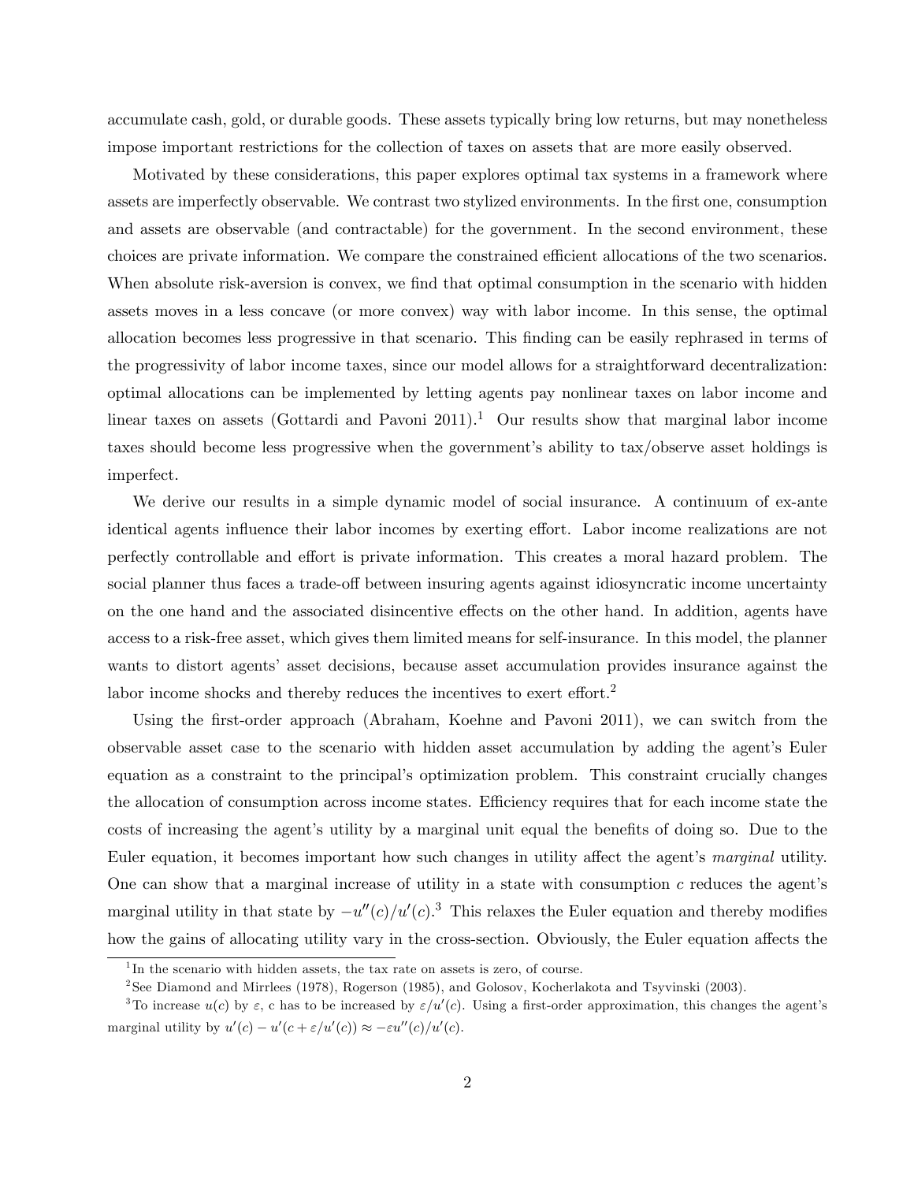accumulate cash, gold, or durable goods. These assets typically bring low returns, but may nonetheless impose important restrictions for the collection of taxes on assets that are more easily observed.

Motivated by these considerations, this paper explores optimal tax systems in a framework where assets are imperfectly observable. We contrast two stylized environments. In the first one, consumption and assets are observable (and contractable) for the government. In the second environment, these choices are private information. We compare the constrained efficient allocations of the two scenarios. When absolute risk-aversion is convex, we find that optimal consumption in the scenario with hidden assets moves in a less concave (or more convex) way with labor income. In this sense, the optimal allocation becomes less progressive in that scenario. This finding can be easily rephrased in terms of the progressivity of labor income taxes, since our model allows for a straightforward decentralization: optimal allocations can be implemented by letting agents pay nonlinear taxes on labor income and linear taxes on assets (Gottardi and Pavoni 2011).[1] Our results show that marginal labor income taxes should become less progressive when the government's ability to tax/observe asset holdings is imperfect.

We derive our results in a simple dynamic model of social insurance. A continuum of ex-ante identical agents influence their labor incomes by exerting effort. Labor income realizations are not perfectly controllable and effort is private information. This creates a moral hazard problem. The social planner thus faces a trade-off between insuring agents against idiosyncratic income uncertainty on the one hand and the associated disincentive effects on the other hand. In addition, agents have access to a risk-free asset, which gives them limited means for self-insurance. In this model, the planner wants to distort agents' asset decisions, because asset accumulation provides insurance against the labor income shocks and thereby reduces the incentives to exert effort.[2]

Using the first-order approach (Abraham, Koehne and Pavoni 2011), we can switch from the observable asset case to the scenario with hidden asset accumulation by adding the agent's Euler equation as a constraint to the principal's optimization problem. This constraint crucially changes the allocation of consumption across income states. Efficiency requires that for each income state the costs of increasing the agent's utility by a marginal unit equal the benefits of doing so. Due to the Euler equation, it becomes important how such changes in utility affect the agent's *marginal* utility. One can show that a marginal increase of utility in a state with consumption $c$ reduces the agent's marginal utility in that state by $-u''(c)/u'(c)$.[3] This relaxes the Euler equation and thereby modifies how the gains of allocating utility vary in the cross-section. Obviously, the Euler equation affects the

---

[1] In the scenario with hidden assets, the tax rate on assets is zero, of course.

[2] See Diamond and Mirrlees (1978), Rogerson (1985), and Golosov, Kocherlakota and Tsyvinski (2003).

[3] To increase $u(c)$ by $\varepsilon$, c has to be increased by $\varepsilon/u'(c)$. Using a first-order approximation, this changes the agent's marginal utility by $u'(c) - u'(c + \varepsilon/u'(c)) \approx -\varepsilon u''(c)/u'(c)$.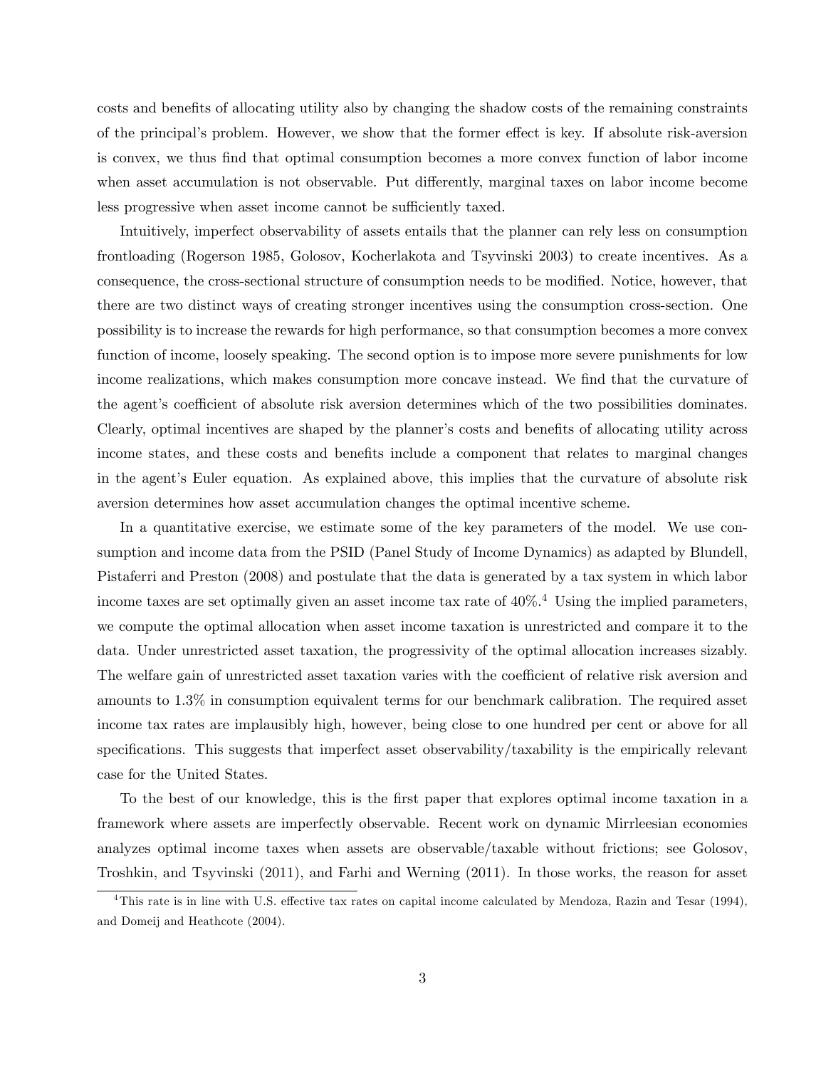costs and benefits of allocating utility also by changing the shadow costs of the remaining constraints of the principal's problem. However, we show that the former effect is key. If absolute risk-aversion is convex, we thus find that optimal consumption becomes a more convex function of labor income when asset accumulation is not observable. Put differently, marginal taxes on labor income become less progressive when asset income cannot be sufficiently taxed.

Intuitively, imperfect observability of assets entails that the planner can rely less on consumption frontloading (Rogerson 1985, Golosov, Kocherlakota and Tsyvinski 2003) to create incentives. As a consequence, the cross-sectional structure of consumption needs to be modified. Notice, however, that there are two distinct ways of creating stronger incentives using the consumption cross-section. One possibility is to increase the rewards for high performance, so that consumption becomes a more convex function of income, loosely speaking. The second option is to impose more severe punishments for low income realizations, which makes consumption more concave instead. We find that the curvature of the agent's coefficient of absolute risk aversion determines which of the two possibilities dominates. Clearly, optimal incentives are shaped by the planner's costs and benefits of allocating utility across income states, and these costs and benefits include a component that relates to marginal changes in the agent's Euler equation. As explained above, this implies that the curvature of absolute risk aversion determines how asset accumulation changes the optimal incentive scheme.

In a quantitative exercise, we estimate some of the key parameters of the model. We use consumption and income data from the PSID (Panel Study of Income Dynamics) as adapted by Blundell, Pistaferri and Preston (2008) and postulate that the data is generated by a tax system in which labor income taxes are set optimally given an asset income tax rate of 40%.[4] Using the implied parameters, we compute the optimal allocation when asset income taxation is unrestricted and compare it to the data. Under unrestricted asset taxation, the progressivity of the optimal allocation increases sizably. The welfare gain of unrestricted asset taxation varies with the coefficient of relative risk aversion and amounts to 1.3% in consumption equivalent terms for our benchmark calibration. The required asset income tax rates are implausibly high, however, being close to one hundred per cent or above for all specifications. This suggests that imperfect asset observability/taxability is the empirically relevant case for the United States.

To the best of our knowledge, this is the first paper that explores optimal income taxation in a framework where assets are imperfectly observable. Recent work on dynamic Mirrleesian economies analyzes optimal income taxes when assets are observable/taxable without frictions; see Golosov, Troshkin, and Tsyvinski (2011), and Farhi and Werning (2011). In those works, the reason for asset

[4] This rate is in line with U.S. effective tax rates on capital income calculated by Mendoza, Razin and Tesar (1994), and Domeij and Heathcote (2004).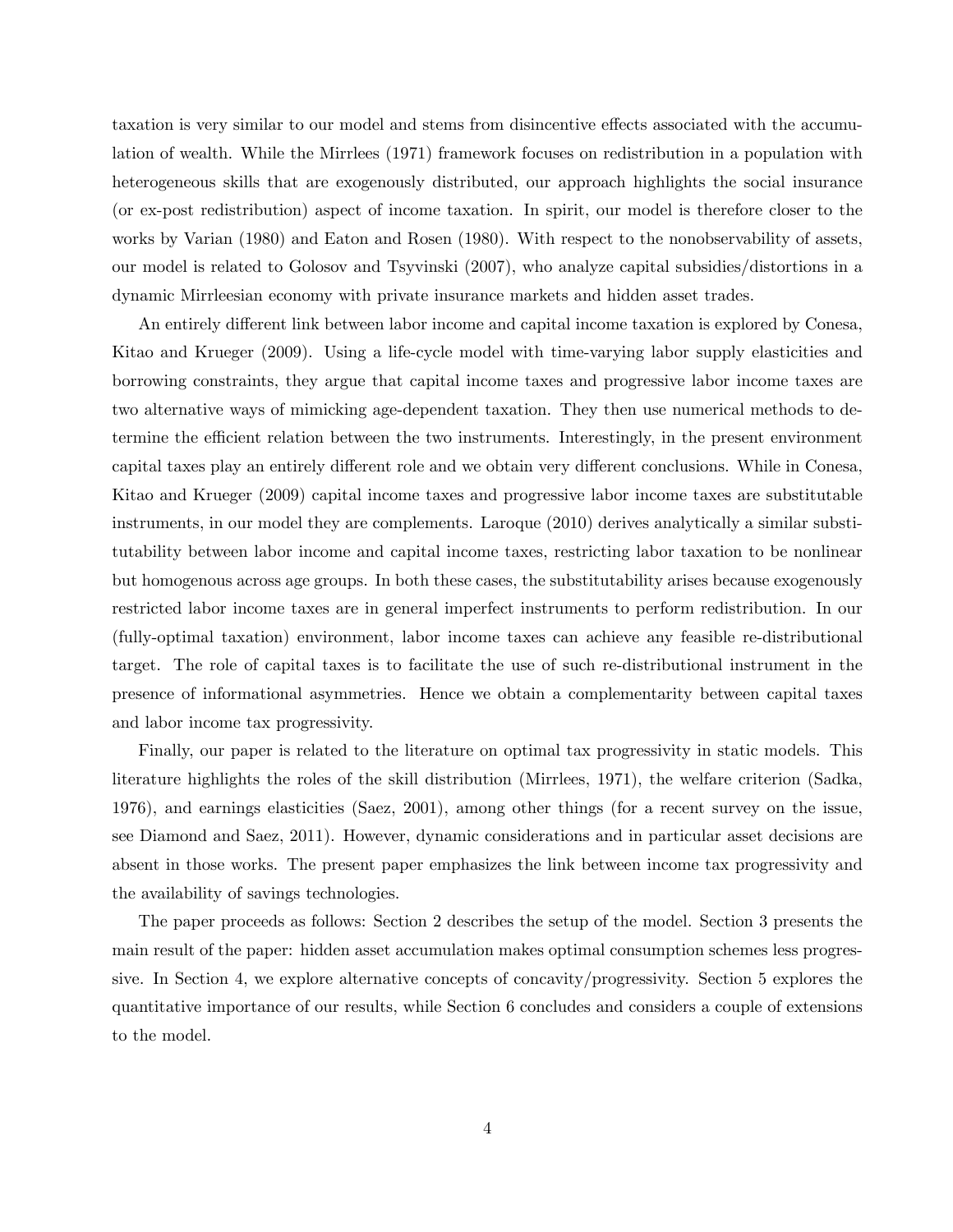taxation is very similar to our model and stems from disincentive effects associated with the accumulation of wealth. While the Mirrlees (1971) framework focuses on redistribution in a population with heterogeneous skills that are exogenously distributed, our approach highlights the social insurance (or ex-post redistribution) aspect of income taxation. In spirit, our model is therefore closer to the works by Varian (1980) and Eaton and Rosen (1980). With respect to the nonobservability of assets, our model is related to Golosov and Tsyvinski (2007), who analyze capital subsidies/distortions in a dynamic Mirrleesian economy with private insurance markets and hidden asset trades.

An entirely different link between labor income and capital income taxation is explored by Conesa, Kitao and Krueger (2009). Using a life-cycle model with time-varying labor supply elasticities and borrowing constraints, they argue that capital income taxes and progressive labor income taxes are two alternative ways of mimicking age-dependent taxation. They then use numerical methods to determine the efficient relation between the two instruments. Interestingly, in the present environment capital taxes play an entirely different role and we obtain very different conclusions. While in Conesa, Kitao and Krueger (2009) capital income taxes and progressive labor income taxes are substitutable instruments, in our model they are complements. Laroque (2010) derives analytically a similar substitutability between labor income and capital income taxes, restricting labor taxation to be nonlinear but homogenous across age groups. In both these cases, the substitutability arises because exogenously restricted labor income taxes are in general imperfect instruments to perform redistribution. In our (fully-optimal taxation) environment, labor income taxes can achieve any feasible re-distributional target. The role of capital taxes is to facilitate the use of such re-distributional instrument in the presence of informational asymmetries. Hence we obtain a complementarity between capital taxes and labor income tax progressivity.

Finally, our paper is related to the literature on optimal tax progressivity in static models. This literature highlights the roles of the skill distribution (Mirrlees, 1971), the welfare criterion (Sadka, 1976), and earnings elasticities (Saez, 2001), among other things (for a recent survey on the issue, see Diamond and Saez, 2011). However, dynamic considerations and in particular asset decisions are absent in those works. The present paper emphasizes the link between income tax progressivity and the availability of savings technologies.

The paper proceeds as follows: Section 2 describes the setup of the model. Section 3 presents the main result of the paper: hidden asset accumulation makes optimal consumption schemes less progressive. In Section 4, we explore alternative concepts of concavity/progressivity. Section 5 explores the quantitative importance of our results, while Section 6 concludes and considers a couple of extensions to the model.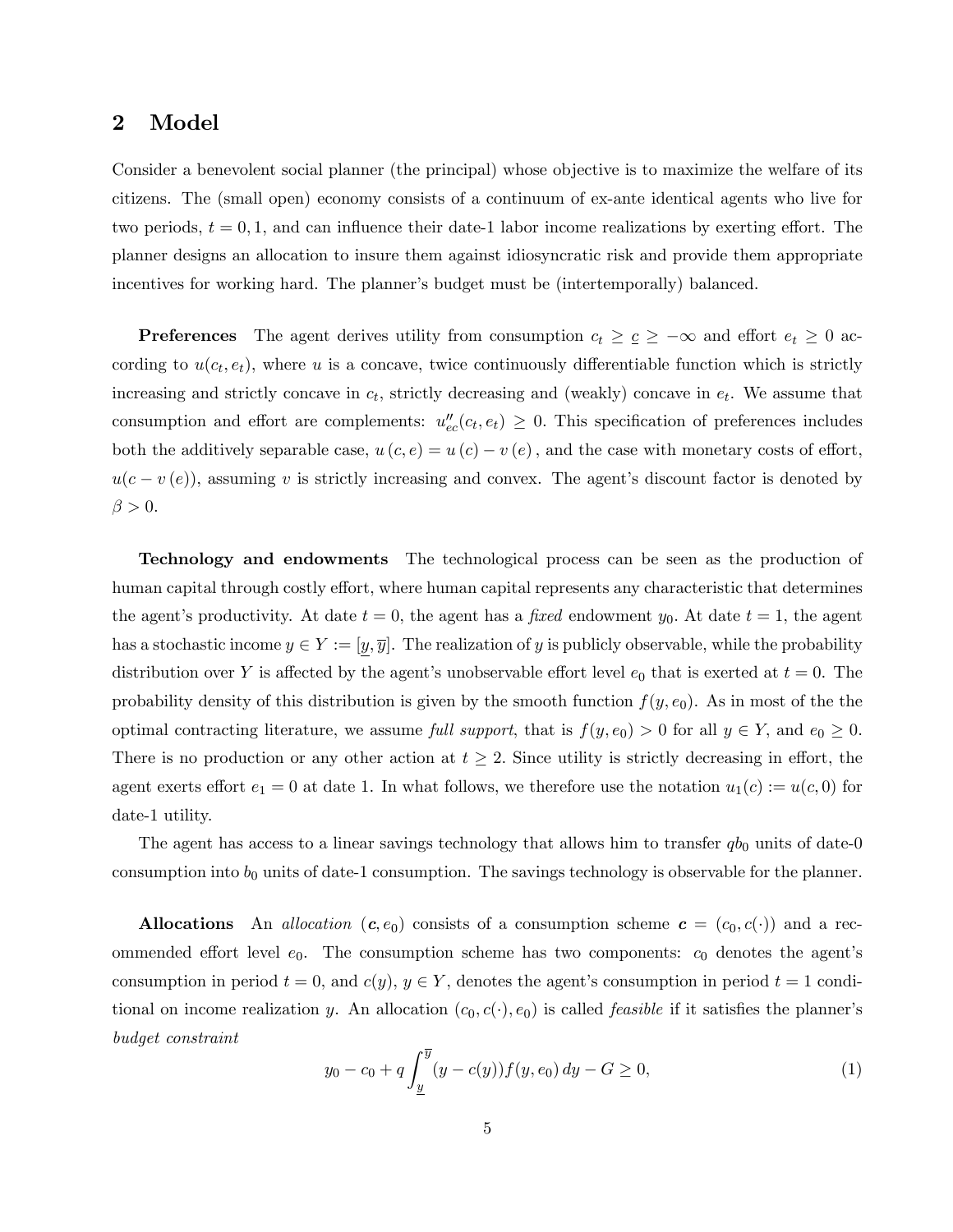## 2 Model

Consider a benevolent social planner (the principal) whose objective is to maximize the welfare of its citizens. The (small open) economy consists of a continuum of ex-ante identical agents who live for two periods, $t = 0, 1$, and can influence their date-1 labor income realizations by exerting effort. The planner designs an allocation to insure them against idiosyncratic risk and provide them appropriate incentives for working hard. The planner's budget must be (intertemporally) balanced.

**Preferences** The agent derives utility from consumption $c_t \geq \underline{c} \geq -\infty$ and effort $e_t \geq 0$ according to $u(c_t, e_t)$, where $u$ is a concave, twice continuously differentiable function which is strictly increasing and strictly concave in $c_t$, strictly decreasing and (weakly) concave in $e_t$. We assume that consumption and effort are complements: $u''_{ec}(c_t, e_t) \geq 0$. This specification of preferences includes both the additively separable case, $u(c, e) = u(c) - v(e)$, and the case with monetary costs of effort, $u(c - v(e))$, assuming $v$ is strictly increasing and convex. The agent's discount factor is denoted by $\beta > 0$.

**Technology and endowments** The technological process can be seen as the production of human capital through costly effort, where human capital represents any characteristic that determines the agent's productivity. At date $t = 0$, the agent has a *fixed* endowment $y_0$. At date $t = 1$, the agent has a stochastic income $y \in Y := [\underline{y}, \overline{y}]$. The realization of $y$ is publicly observable, while the probability distribution over $Y$ is affected by the agent's unobservable effort level $e_0$ that is exerted at $t = 0$. The probability density of this distribution is given by the smooth function $f(y, e_0)$. As in most of the the optimal contracting literature, we assume *full support*, that is $f(y, e_0) > 0$ for all $y \in Y$, and $e_0 \geq 0$. There is no production or any other action at $t \geq 2$. Since utility is strictly decreasing in effort, the agent exerts effort $e_1 = 0$ at date 1. In what follows, we therefore use the notation $u_1(c) := u(c, 0)$ for date-1 utility.

The agent has access to a linear savings technology that allows him to transfer $qb_0$ units of date-0 consumption into $b_0$ units of date-1 consumption. The savings technology is observable for the planner.

**Allocations** An *allocation* $(\boldsymbol{c}, e_0)$ consists of a consumption scheme $\boldsymbol{c} = (c_0, c(\cdot))$ and a recommended effort level $e_0$. The consumption scheme has two components: $c_0$ denotes the agent's consumption in period $t = 0$, and $c(y)$, $y \in Y$, denotes the agent's consumption in period $t = 1$ conditional on income realization $y$. An allocation $(c_0, c(\cdot), e_0)$ is called *feasible* if it satisfies the planner's *budget constraint*

$$y_0 - c_0 + q \int_{\underline{y}}^{\overline{y}} (y - c(y)) f(y, e_0)\, dy - G \geq 0, \tag{1}$$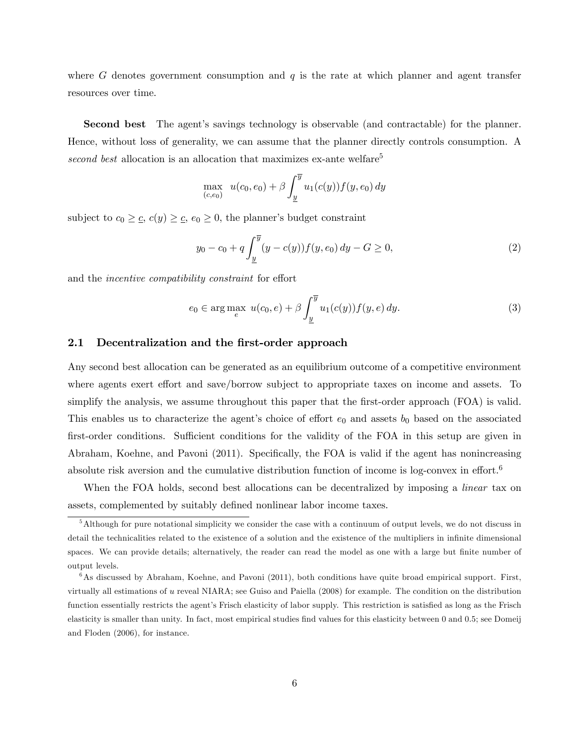where $G$ denotes government consumption and $q$ is the rate at which planner and agent transfer resources over time.

**Second best** The agent's savings technology is observable (and contractable) for the planner. Hence, without loss of generality, we can assume that the planner directly controls consumption. A *second best* allocation is an allocation that maximizes ex-ante welfare[5]

$$\max_{(c,e_0)} \; u(c_0, e_0) + \beta \int_{\underline{y}}^{\overline{y}} u_1(c(y)) f(y, e_0) \, dy$$

subject to $c_0 \geq \underline{c}$, $c(y) \geq \underline{c}$, $e_0 \geq 0$, the planner's budget constraint

$$y_0 - c_0 + q \int_{\underline{y}}^{\overline{y}} (y - c(y)) f(y, e_0) \, dy - G \geq 0, \tag{2}$$

and the *incentive compatibility constraint* for effort

$$e_0 \in \arg\max_{e} \; u(c_0, e) + \beta \int_{\underline{y}}^{\overline{y}} u_1(c(y)) f(y, e) \, dy. \tag{3}$$

## 2.1 Decentralization and the first-order approach

Any second best allocation can be generated as an equilibrium outcome of a competitive environment where agents exert effort and save/borrow subject to appropriate taxes on income and assets. To simplify the analysis, we assume throughout this paper that the first-order approach (FOA) is valid. This enables us to characterize the agent's choice of effort $e_0$ and assets $b_0$ based on the associated first-order conditions. Sufficient conditions for the validity of the FOA in this setup are given in Abraham, Koehne, and Pavoni (2011). Specifically, the FOA is valid if the agent has nonincreasing absolute risk aversion and the cumulative distribution function of income is log-convex in effort.[6]

When the FOA holds, second best allocations can be decentralized by imposing a *linear* tax on assets, complemented by suitably defined nonlinear labor income taxes.

---

[5] Although for pure notational simplicity we consider the case with a continuum of output levels, we do not discuss in detail the technicalities related to the existence of a solution and the existence of the multipliers in infinite dimensional spaces. We can provide details; alternatively, the reader can read the model as one with a large but finite number of output levels.

[6] As discussed by Abraham, Koehne, and Pavoni (2011), both conditions have quite broad empirical support. First, virtually all estimations of $u$ reveal NIARA; see Guiso and Paiella (2008) for example. The condition on the distribution function essentially restricts the agent's Frisch elasticity of labor supply. This restriction is satisfied as long as the Frisch elasticity is smaller than unity. In fact, most empirical studies find values for this elasticity between 0 and 0.5; see Domeij and Floden (2006), for instance.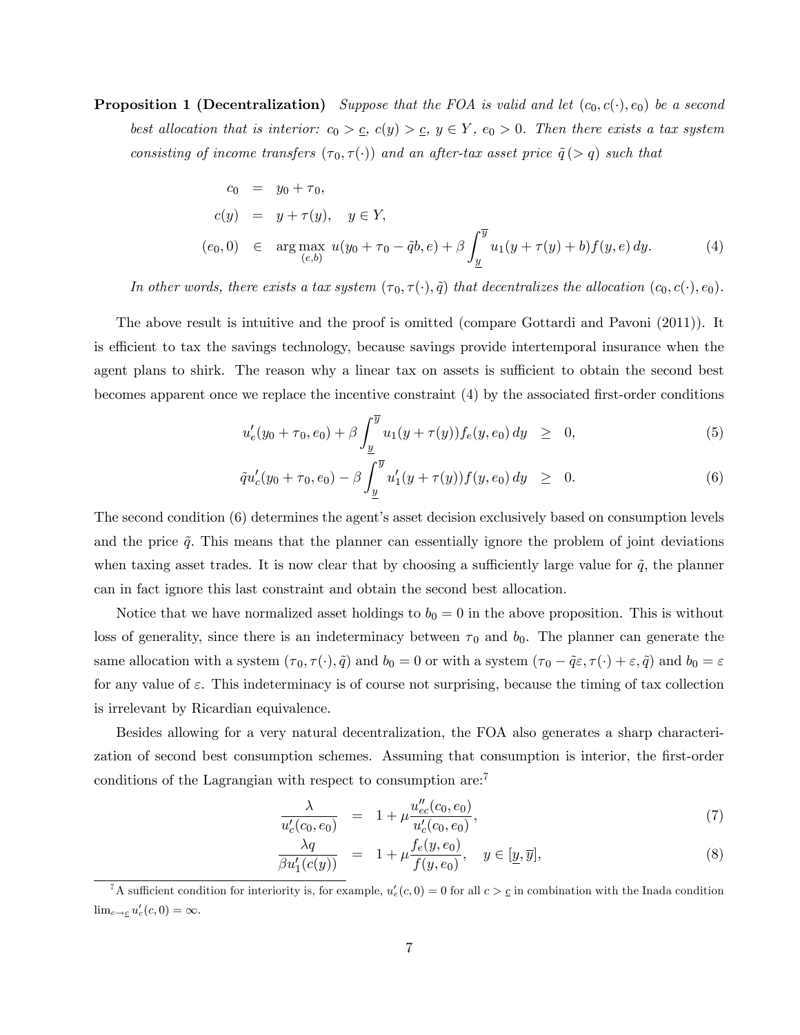**Proposition 1 (Decentralization)** *Suppose that the FOA is valid and let $(c_0, c(\cdot), e_0)$ be a second best allocation that is interior: $c_0 > \underline{c}$, $c(y) > \underline{c}$, $y \in Y$, $e_0 > 0$. Then there exists a tax system consisting of income transfers $(\tau_0, \tau(\cdot))$ and an after-tax asset price $\tilde{q}\,(> q)$ such that*

$$
\begin{aligned}
c_0 &= y_0 + \tau_0, \\
c(y) &= y + \tau(y), \quad y \in Y, \\
(e_0, 0) &\in \arg\max_{(e,b)} \; u(y_0 + \tau_0 - \tilde{q}b, e) + \beta \int_{\underline{y}}^{\overline{y}} u_1(y + \tau(y) + b) f(y, e)\, dy. \qquad (4)
\end{aligned}
$$

*In other words, there exists a tax system $(\tau_0, \tau(\cdot), \tilde{q})$ that decentralizes the allocation $(c_0, c(\cdot), e_0)$.*

The above result is intuitive and the proof is omitted (compare Gottardi and Pavoni (2011)). It is efficient to tax the savings technology, because savings provide intertemporal insurance when the agent plans to shirk. The reason why a linear tax on assets is sufficient to obtain the second best becomes apparent once we replace the incentive constraint (4) by the associated first-order conditions

$$
u_e'(y_0 + \tau_0, e_0) + \beta \int_{\underline{y}}^{\overline{y}} u_1(y + \tau(y)) f_e(y, e_0)\, dy \;\; \geq \;\; 0, \qquad (5)
$$

$$
\tilde{q} u_c'(y_0 + \tau_0, e_0) - \beta \int_{\underline{y}}^{\overline{y}} u_1'(y + \tau(y)) f(y, e_0)\, dy \;\; \geq \;\; 0. \qquad (6)
$$

The second condition (6) determines the agent's asset decision exclusively based on consumption levels and the price $\tilde{q}$. This means that the planner can essentially ignore the problem of joint deviations when taxing asset trades. It is now clear that by choosing a sufficiently large value for $\tilde{q}$, the planner can in fact ignore this last constraint and obtain the second best allocation.

Notice that we have normalized asset holdings to $b_0 = 0$ in the above proposition. This is without loss of generality, since there is an indeterminacy between $\tau_0$ and $b_0$. The planner can generate the same allocation with a system $(\tau_0, \tau(\cdot), \tilde{q})$ and $b_0 = 0$ or with a system $(\tau_0 - \tilde{q}\varepsilon, \tau(\cdot) + \varepsilon, \tilde{q})$ and $b_0 = \varepsilon$ for any value of $\varepsilon$. This indeterminacy is of course not surprising, because the timing of tax collection is irrelevant by Ricardian equivalence.

Besides allowing for a very natural decentralization, the FOA also generates a sharp characterization of second best consumption schemes. Assuming that consumption is interior, the first-order conditions of the Lagrangian with respect to consumption are:[7]

$$
\frac{\lambda}{u_c'(c_0, e_0)} \;=\; 1 + \mu \frac{u_{ec}''(c_0, e_0)}{u_c'(c_0, e_0)}, \qquad (7)
$$

$$
\frac{\lambda q}{\beta u_1'(c(y))} \;=\; 1 + \mu \frac{f_e(y, e_0)}{f(y, e_0)}, \quad y \in [\underline{y}, \overline{y}], \qquad (8)
$$

[7] A sufficient condition for interiority is, for example, $u_e'(c, 0) = 0$ for all $c > \underline{c}$ in combination with the Inada condition $\lim_{c \to \underline{c}} u_c'(c, 0) = \infty$.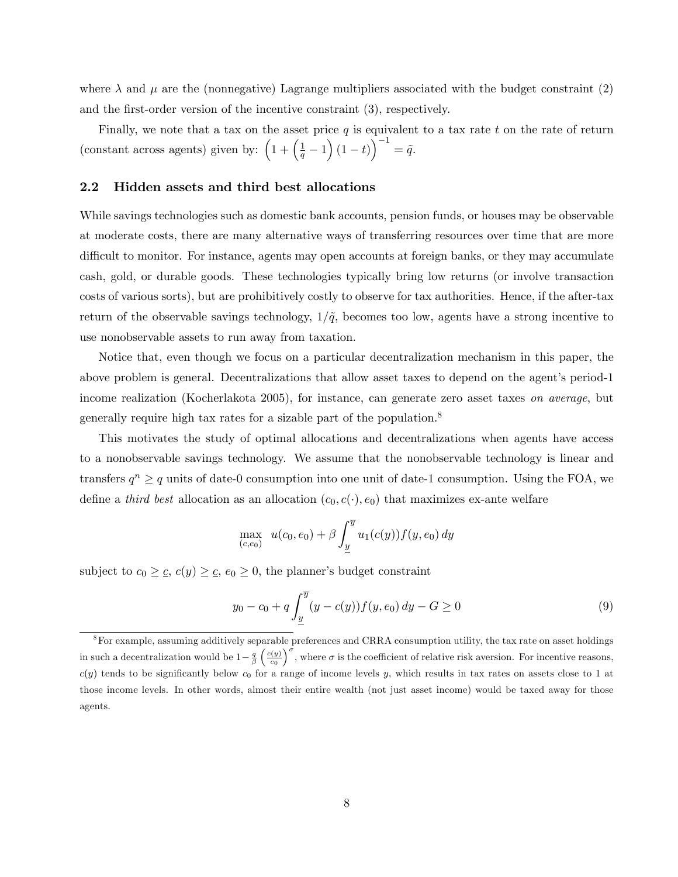where $\lambda$ and $\mu$ are the (nonnegative) Lagrange multipliers associated with the budget constraint (2) and the first-order version of the incentive constraint (3), respectively.

Finally, we note that a tax on the asset price $q$ is equivalent to a tax rate $t$ on the rate of return (constant across agents) given by: $\left(1 + \left(\frac{1}{q} - 1\right)(1-t)\right)^{-1} = \tilde{q}$.

### 2.2 Hidden assets and third best allocations

While savings technologies such as domestic bank accounts, pension funds, or houses may be observable at moderate costs, there are many alternative ways of transferring resources over time that are more difficult to monitor. For instance, agents may open accounts at foreign banks, or they may accumulate cash, gold, or durable goods. These technologies typically bring low returns (or involve transaction costs of various sorts), but are prohibitively costly to observe for tax authorities. Hence, if the after-tax return of the observable savings technology, $1/\tilde{q}$, becomes too low, agents have a strong incentive to use nonobservable assets to run away from taxation.

Notice that, even though we focus on a particular decentralization mechanism in this paper, the above problem is general. Decentralizations that allow asset taxes to depend on the agent's period-1 income realization (Kocherlakota 2005), for instance, can generate zero asset taxes *on average*, but generally require high tax rates for a sizable part of the population.[8]

This motivates the study of optimal allocations and decentralizations when agents have access to a nonobservable savings technology. We assume that the nonobservable technology is linear and transfers $q^n \geq q$ units of date-0 consumption into one unit of date-1 consumption. Using the FOA, we define a *third best* allocation as an allocation $(c_0, c(\cdot), e_0)$ that maximizes ex-ante welfare

$$\max_{(c,e_0)} \ u(c_0, e_0) + \beta \int_{\underline{y}}^{\overline{y}} u_1(c(y)) f(y, e_0)\, dy$$

subject to $c_0 \geq \underline{c}$, $c(y) \geq \underline{c}$, $e_0 \geq 0$, the planner's budget constraint

$$y_0 - c_0 + q \int_{\underline{y}}^{\overline{y}} (y - c(y)) f(y, e_0)\, dy - G \geq 0 \tag{9}$$

[8] For example, assuming additively separable preferences and CRRA consumption utility, the tax rate on asset holdings in such a decentralization would be $1 - \frac{q}{\beta}\left(\frac{c(y)}{c_0}\right)^{\sigma}$, where $\sigma$ is the coefficient of relative risk aversion. For incentive reasons, $c(y)$ tends to be significantly below $c_0$ for a range of income levels $y$, which results in tax rates on assets close to 1 at those income levels. In other words, almost their entire wealth (not just asset income) would be taxed away for those agents.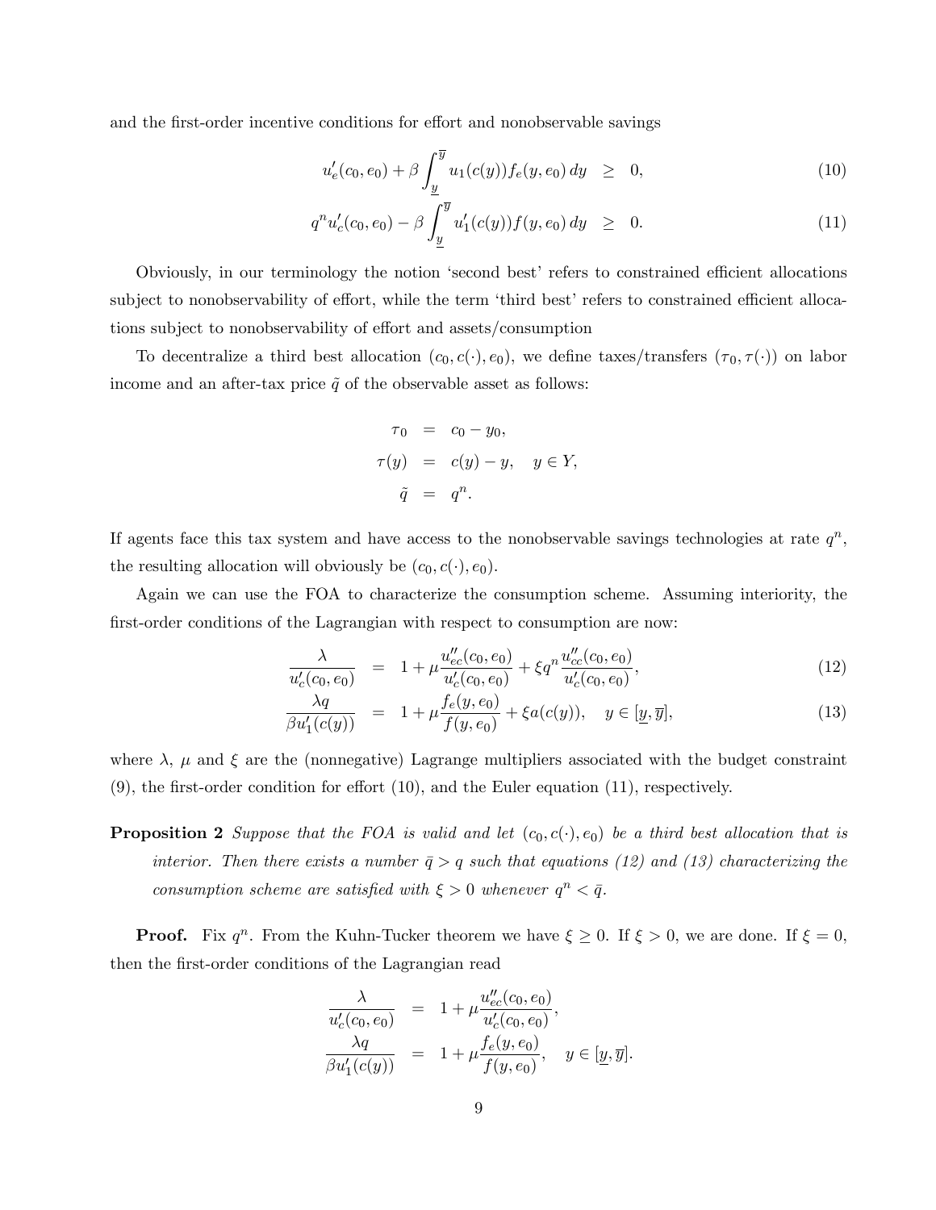and the first-order incentive conditions for effort and nonobservable savings

$$
u_e'(c_0, e_0) + \beta \int_{\underline{y}}^{\overline{y}} u_1(c(y)) f_e(y, e_0)\, dy \;\; \geq \;\; 0, \tag{10}
$$

$$
q^n u_c'(c_0, e_0) - \beta \int_{\underline{y}}^{\overline{y}} u_1'(c(y)) f(y, e_0)\, dy \;\; \geq \;\; 0. \tag{11}
$$

Obviously, in our terminology the notion 'second best' refers to constrained efficient allocations subject to nonobservability of effort, while the term 'third best' refers to constrained efficient allocations subject to nonobservability of effort and assets/consumption

To decentralize a third best allocation $(c_0, c(\cdot), e_0)$, we define taxes/transfers $(\tau_0, \tau(\cdot))$ on labor income and an after-tax price $\tilde{q}$ of the observable asset as follows:

$$
\begin{aligned}
\tau_0 &= c_0 - y_0, \\
\tau(y) &= c(y) - y, \quad y \in Y, \\
\tilde{q} &= q^n.
\end{aligned}
$$

If agents face this tax system and have access to the nonobservable savings technologies at rate $q^n$, the resulting allocation will obviously be $(c_0, c(\cdot), e_0)$.

Again we can use the FOA to characterize the consumption scheme. Assuming interiority, the first-order conditions of the Lagrangian with respect to consumption are now:

$$
\frac{\lambda}{u_c'(c_0, e_0)} = 1 + \mu \frac{u_{ec}''(c_0, e_0)}{u_c'(c_0, e_0)} + \xi q^n \frac{u_{cc}''(c_0, e_0)}{u_c'(c_0, e_0)}, \tag{12}
$$

$$
\frac{\lambda q}{\beta u_1'(c(y))} = 1 + \mu \frac{f_e(y, e_0)}{f(y, e_0)} + \xi a(c(y)), \quad y \in [\underline{y}, \overline{y}], \tag{13}
$$

where $\lambda$, $\mu$ and $\xi$ are the (nonnegative) Lagrange multipliers associated with the budget constraint (9), the first-order condition for effort (10), and the Euler equation (11), respectively.

**Proposition 2** *Suppose that the FOA is valid and let $(c_0, c(\cdot), e_0)$ be a third best allocation that is interior. Then there exists a number $\bar{q} > q$ such that equations (12) and (13) characterizing the consumption scheme are satisfied with $\xi > 0$ whenever $q^n < \bar{q}$.*

**Proof.** Fix $q^n$. From the Kuhn-Tucker theorem we have $\xi \geq 0$. If $\xi > 0$, we are done. If $\xi = 0$, then the first-order conditions of the Lagrangian read

$$
\begin{aligned}
\frac{\lambda}{u_c'(c_0, e_0)} &= 1 + \mu \frac{u_{ec}''(c_0, e_0)}{u_c'(c_0, e_0)}, \\
\frac{\lambda q}{\beta u_1'(c(y))} &= 1 + \mu \frac{f_e(y, e_0)}{f(y, e_0)}, \quad y \in [\underline{y}, \overline{y}].
\end{aligned}
$$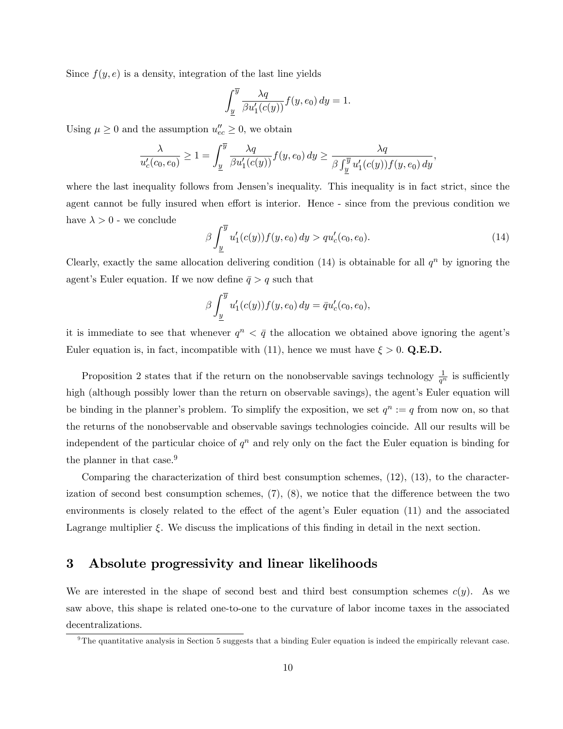Since $f(y, e)$ is a density, integration of the last line yields

$$\int_{\underline{y}}^{\overline{y}} \frac{\lambda q}{\beta u_1'(c(y))} f(y, e_0)\, dy = 1.$$

Using $\mu \geq 0$ and the assumption $u_{ec}'' \geq 0$, we obtain

$$\frac{\lambda}{u_c'(c_0, e_0)} \geq 1 = \int_{\underline{y}}^{\overline{y}} \frac{\lambda q}{\beta u_1'(c(y))} f(y, e_0)\, dy \geq \frac{\lambda q}{\beta \int_{\underline{y}}^{\overline{y}} u_1'(c(y)) f(y, e_0)\, dy},$$

where the last inequality follows from Jensen's inequality. This inequality is in fact strict, since the agent cannot be fully insured when effort is interior. Hence - since from the previous condition we have $\lambda > 0$ - we conclude

$$\beta \int_{\underline{y}}^{\overline{y}} u_1'(c(y)) f(y, e_0)\, dy > q u_c'(c_0, e_0). \tag{14}$$

Clearly, exactly the same allocation delivering condition (14) is obtainable for all $q^n$ by ignoring the agent's Euler equation. If we now define $\bar{q} > q$ such that

$$\beta \int_{\underline{y}}^{\overline{y}} u_1'(c(y)) f(y, e_0)\, dy = \bar{q} u_c'(c_0, e_0),$$

it is immediate to see that whenever $q^n < \bar{q}$ the allocation we obtained above ignoring the agent's Euler equation is, in fact, incompatible with (11), hence we must have $\xi > 0$. **Q.E.D.**

Proposition 2 states that if the return on the nonobservable savings technology $\frac{1}{q^n}$ is sufficiently high (although possibly lower than the return on observable savings), the agent's Euler equation will be binding in the planner's problem. To simplify the exposition, we set $q^n := q$ from now on, so that the returns of the nonobservable and observable savings technologies coincide. All our results will be independent of the particular choice of $q^n$ and rely only on the fact the Euler equation is binding for the planner in that case.[9]

Comparing the characterization of third best consumption schemes, (12), (13), to the characterization of second best consumption schemes, (7), (8), we notice that the difference between the two environments is closely related to the effect of the agent's Euler equation (11) and the associated Lagrange multiplier $\xi$. We discuss the implications of this finding in detail in the next section.

# 3 Absolute progressivity and linear likelihoods

We are interested in the shape of second best and third best consumption schemes $c(y)$. As we saw above, this shape is related one-to-one to the curvature of labor income taxes in the associated decentralizations.

[9] The quantitative analysis in Section 5 suggests that a binding Euler equation is indeed the empirically relevant case.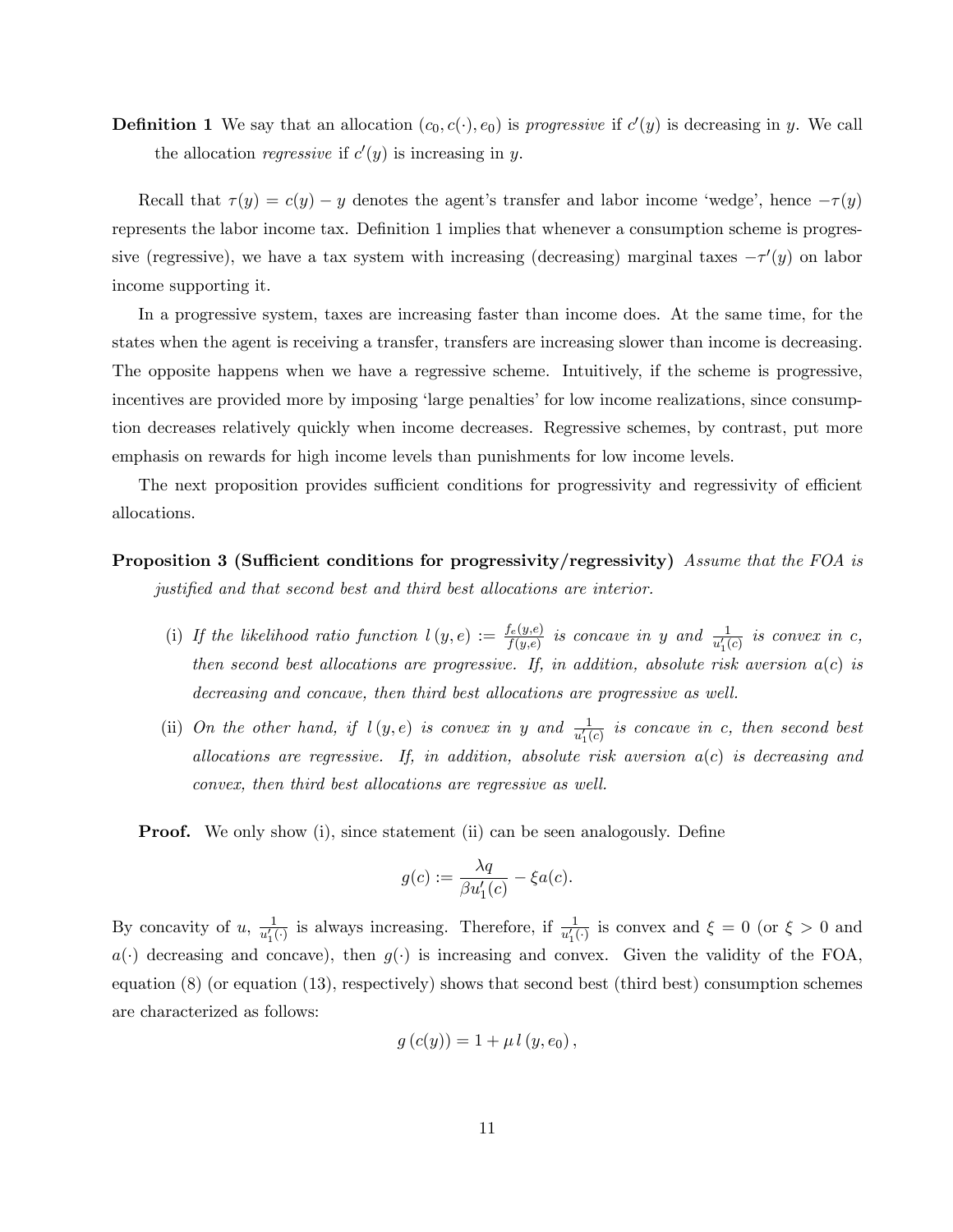**Definition 1** We say that an allocation $(c_0, c(\cdot), e_0)$ is *progressive* if $c'(y)$ is decreasing in $y$. We call the allocation *regressive* if $c'(y)$ is increasing in $y$.

Recall that $\tau(y) = c(y) - y$ denotes the agent's transfer and labor income 'wedge', hence $-\tau(y)$ represents the labor income tax. Definition 1 implies that whenever a consumption scheme is progressive (regressive), we have a tax system with increasing (decreasing) marginal taxes $-\tau'(y)$ on labor income supporting it.

In a progressive system, taxes are increasing faster than income does. At the same time, for the states when the agent is receiving a transfer, transfers are increasing slower than income is decreasing. The opposite happens when we have a regressive scheme. Intuitively, if the scheme is progressive, incentives are provided more by imposing 'large penalties' for low income realizations, since consumption decreases relatively quickly when income decreases. Regressive schemes, by contrast, put more emphasis on rewards for high income levels than punishments for low income levels.

The next proposition provides sufficient conditions for progressivity and regressivity of efficient allocations.

**Proposition 3 (Sufficient conditions for progressivity/regressivity)** *Assume that the FOA is justified and that second best and third best allocations are interior.*

- (i) *If the likelihood ratio function $l(y,e) := \frac{f_e(y,e)}{f(y,e)}$ is concave in $y$ and $\frac{1}{u_1'(c)}$ is convex in $c$, then second best allocations are progressive. If, in addition, absolute risk aversion $a(c)$ is decreasing and concave, then third best allocations are progressive as well.*
- (ii) *On the other hand, if $l(y,e)$ is convex in $y$ and $\frac{1}{u_1'(c)}$ is concave in $c$, then second best allocations are regressive. If, in addition, absolute risk aversion $a(c)$ is decreasing and convex, then third best allocations are regressive as well.*

**Proof.** We only show (i), since statement (ii) can be seen analogously. Define

$$g(c) := \frac{\lambda q}{\beta u_1'(c)} - \xi a(c).$$

By concavity of $u$, $\frac{1}{u_1'(\cdot)}$ is always increasing. Therefore, if $\frac{1}{u_1'(\cdot)}$ is convex and $\xi = 0$ (or $\xi > 0$ and $a(\cdot)$ decreasing and concave), then $g(\cdot)$ is increasing and convex. Given the validity of the FOA, equation (8) (or equation (13), respectively) shows that second best (third best) consumption schemes are characterized as follows:

$$g(c(y)) = 1 + \mu\, l(y, e_0),$$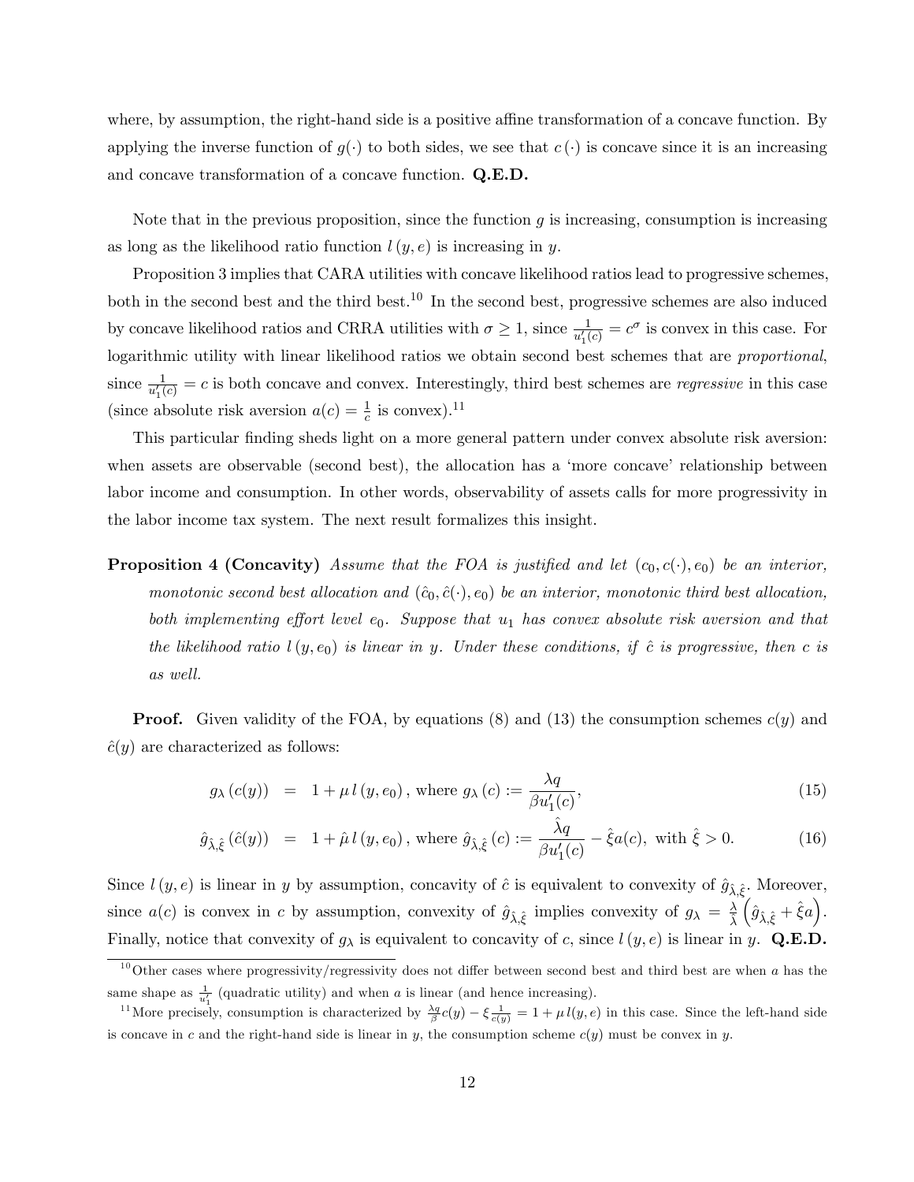where, by assumption, the right-hand side is a positive affine transformation of a concave function. By applying the inverse function of $g(\cdot)$ to both sides, we see that $c(\cdot)$ is concave since it is an increasing and concave transformation of a concave function. **Q.E.D.**

Note that in the previous proposition, since the function $g$ is increasing, consumption is increasing as long as the likelihood ratio function $l(y,e)$ is increasing in $y$.

Proposition 3 implies that CARA utilities with concave likelihood ratios lead to progressive schemes, both in the second best and the third best.[10] In the second best, progressive schemes are also induced by concave likelihood ratios and CRRA utilities with $\sigma \geq 1$, since $\frac{1}{u_1'(c)} = c^\sigma$ is convex in this case. For logarithmic utility with linear likelihood ratios we obtain second best schemes that are *proportional*, since $\frac{1}{u_1'(c)} = c$ is both concave and convex. Interestingly, third best schemes are *regressive* in this case (since absolute risk aversion $a(c) = \frac{1}{c}$ is convex).[11]

This particular finding sheds light on a more general pattern under convex absolute risk aversion: when assets are observable (second best), the allocation has a 'more concave' relationship between labor income and consumption. In other words, observability of assets calls for more progressivity in the labor income tax system. The next result formalizes this insight.

**Proposition 4 (Concavity)** *Assume that the FOA is justified and let $(c_0, c(\cdot), e_0)$ be an interior, monotonic second best allocation and $(\hat{c}_0, \hat{c}(\cdot), e_0)$ be an interior, monotonic third best allocation, both implementing effort level $e_0$. Suppose that $u_1$ has convex absolute risk aversion and that the likelihood ratio $l(y, e_0)$ is linear in $y$. Under these conditions, if $\hat{c}$ is progressive, then $c$ is as well.*

**Proof.** Given validity of the FOA, by equations (8) and (13) the consumption schemes $c(y)$ and $\hat{c}(y)$ are characterized as follows:

$$g_\lambda(c(y)) = 1 + \mu\, l(y, e_0), \text{ where } g_\lambda(c) := \frac{\lambda q}{\beta u_1'(c)}, \tag{15}$$

$$\hat{g}_{\hat{\lambda},\hat{\xi}}(\hat{c}(y)) = 1 + \hat{\mu}\, l(y, e_0), \text{ where } \hat{g}_{\hat{\lambda},\hat{\xi}}(c) := \frac{\hat{\lambda} q}{\beta u_1'(c)} - \hat{\xi} a(c), \text{ with } \hat{\xi} > 0. \tag{16}$$

Since $l(y,e)$ is linear in $y$ by assumption, concavity of $\hat{c}$ is equivalent to convexity of $\hat{g}_{\hat{\lambda},\hat{\xi}}$. Moreover, since $a(c)$ is convex in $c$ by assumption, convexity of $\hat{g}_{\hat{\lambda},\hat{\xi}}$ implies convexity of $g_\lambda = \frac{\lambda}{\hat{\lambda}}\left(\hat{g}_{\hat{\lambda},\hat{\xi}} + \hat{\xi} a\right)$. Finally, notice that convexity of $g_\lambda$ is equivalent to concavity of $c$, since $l(y,e)$ is linear in $y$. **Q.E.D.**

---

[10] Other cases where progressivity/regressivity does not differ between second best and third best are when $a$ has the same shape as $\frac{1}{u_1'}$ (quadratic utility) and when $a$ is linear (and hence increasing).

[11] More precisely, consumption is characterized by $\frac{\lambda q}{\beta} c(y) - \xi \frac{1}{c(y)} = 1 + \mu\, l(y,e)$ in this case. Since the left-hand side is concave in $c$ and the right-hand side is linear in $y$, the consumption scheme $c(y)$ must be convex in $y$.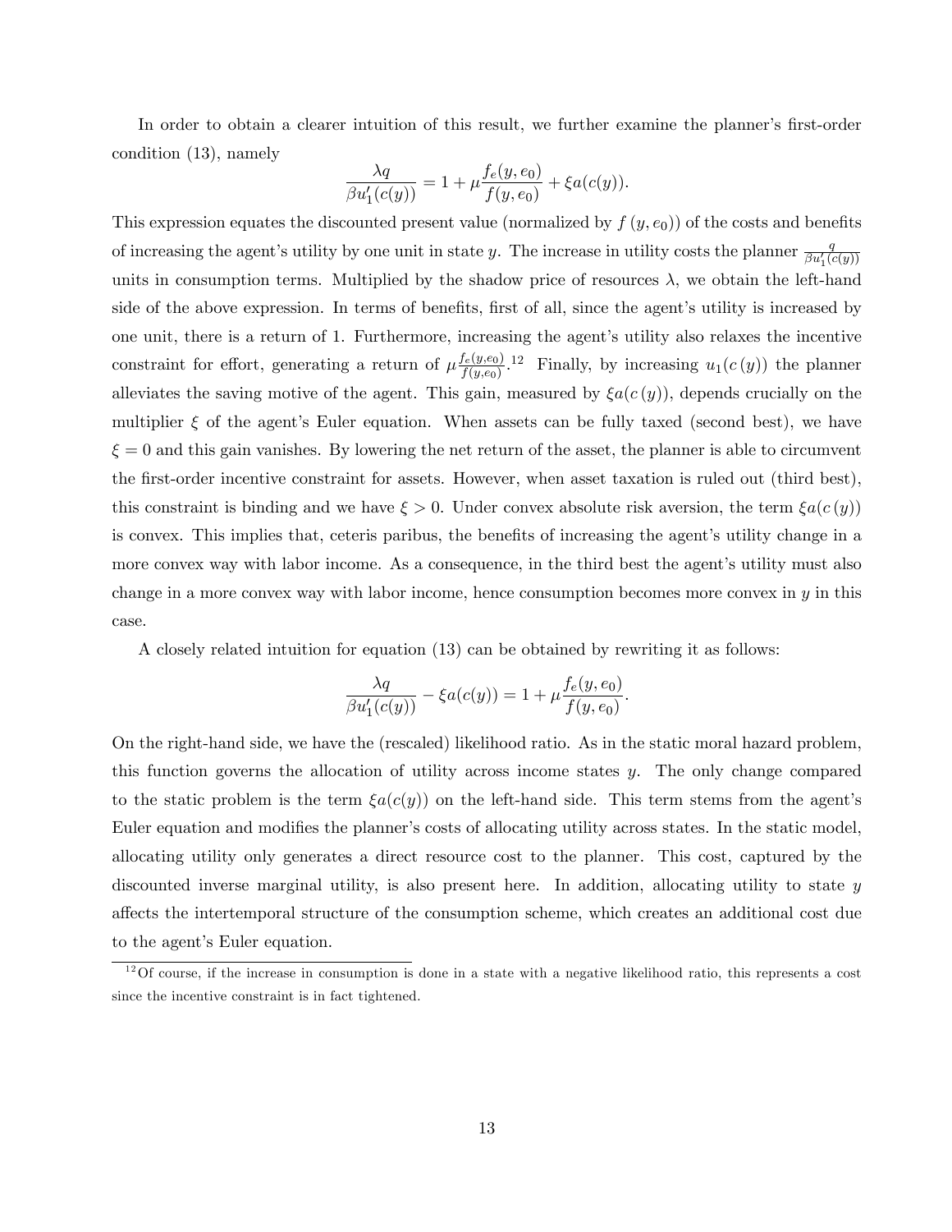In order to obtain a clearer intuition of this result, we further examine the planner's first-order condition (13), namely

$$\frac{\lambda q}{\beta u_1'(c(y))} = 1 + \mu \frac{f_e(y, e_0)}{f(y, e_0)} + \xi a(c(y)).$$

This expression equates the discounted present value (normalized by $f(y, e_0)$) of the costs and benefits of increasing the agent's utility by one unit in state $y$. The increase in utility costs the planner $\frac{q}{\beta u_1'(c(y))}$ units in consumption terms. Multiplied by the shadow price of resources $\lambda$, we obtain the left-hand side of the above expression. In terms of benefits, first of all, since the agent's utility is increased by one unit, there is a return of 1. Furthermore, increasing the agent's utility also relaxes the incentive constraint for effort, generating a return of $\mu \frac{f_e(y,e_0)}{f(y,e_0)}$.[12] Finally, by increasing $u_1(c(y))$ the planner alleviates the saving motive of the agent. This gain, measured by $\xi a(c(y))$, depends crucially on the multiplier $\xi$ of the agent's Euler equation. When assets can be fully taxed (second best), we have $\xi = 0$ and this gain vanishes. By lowering the net return of the asset, the planner is able to circumvent the first-order incentive constraint for assets. However, when asset taxation is ruled out (third best), this constraint is binding and we have $\xi > 0$. Under convex absolute risk aversion, the term $\xi a(c(y))$ is convex. This implies that, ceteris paribus, the benefits of increasing the agent's utility change in a more convex way with labor income. As a consequence, in the third best the agent's utility must also change in a more convex way with labor income, hence consumption becomes more convex in $y$ in this case.

A closely related intuition for equation (13) can be obtained by rewriting it as follows:

$$\frac{\lambda q}{\beta u_1'(c(y))} - \xi a(c(y)) = 1 + \mu \frac{f_e(y, e_0)}{f(y, e_0)}.$$

On the right-hand side, we have the (rescaled) likelihood ratio. As in the static moral hazard problem, this function governs the allocation of utility across income states $y$. The only change compared to the static problem is the term $\xi a(c(y))$ on the left-hand side. This term stems from the agent's Euler equation and modifies the planner's costs of allocating utility across states. In the static model, allocating utility only generates a direct resource cost to the planner. This cost, captured by the discounted inverse marginal utility, is also present here. In addition, allocating utility to state $y$ affects the intertemporal structure of the consumption scheme, which creates an additional cost due to the agent's Euler equation.

[12] Of course, if the increase in consumption is done in a state with a negative likelihood ratio, this represents a cost since the incentive constraint is in fact tightened.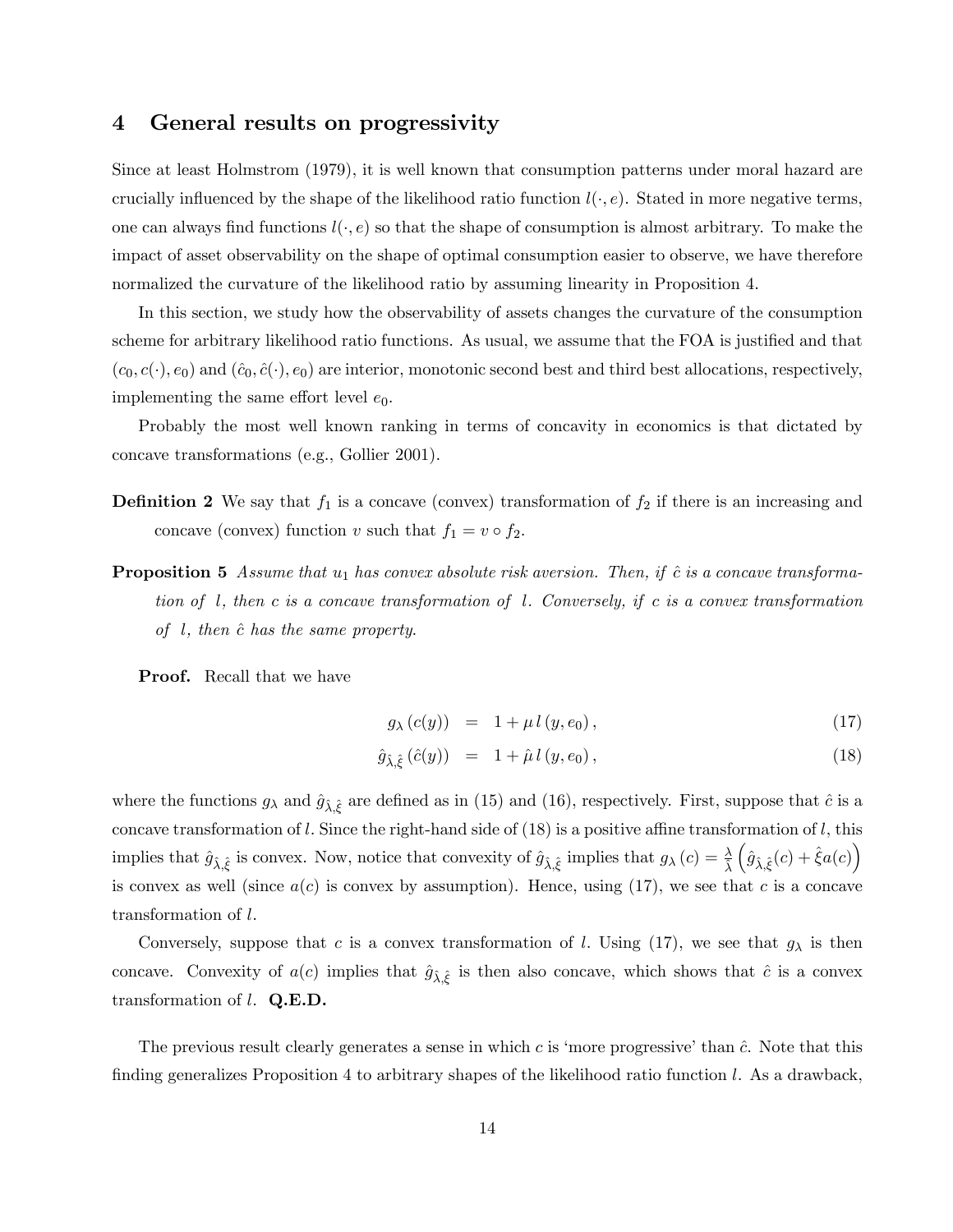## 4 General results on progressivity

Since at least Holmstrom (1979), it is well known that consumption patterns under moral hazard are crucially influenced by the shape of the likelihood ratio function $l(\cdot, e)$. Stated in more negative terms, one can always find functions $l(\cdot, e)$ so that the shape of consumption is almost arbitrary. To make the impact of asset observability on the shape of optimal consumption easier to observe, we have therefore normalized the curvature of the likelihood ratio by assuming linearity in Proposition 4.

In this section, we study how the observability of assets changes the curvature of the consumption scheme for arbitrary likelihood ratio functions. As usual, we assume that the FOA is justified and that $(c_0, c(\cdot), e_0)$ and $(\hat{c}_0, \hat{c}(\cdot), e_0)$ are interior, monotonic second best and third best allocations, respectively, implementing the same effort level $e_0$.

Probably the most well known ranking in terms of concavity in economics is that dictated by concave transformations (e.g., Gollier 2001).

**Definition 2** We say that $f_1$ is a concave (convex) transformation of $f_2$ if there is an increasing and concave (convex) function $v$ such that $f_1 = v \circ f_2$.

**Proposition 5** *Assume that $u_1$ has convex absolute risk aversion. Then, if $\hat{c}$ is a concave transformation of $l$, then $c$ is a concave transformation of $l$. Conversely, if $c$ is a convex transformation of $l$, then $\hat{c}$ has the same property.*

**Proof.** Recall that we have

$$g_\lambda(c(y)) = 1 + \mu\, l(y, e_0), \tag{17}$$

$$\hat{g}_{\hat{\lambda},\hat{\xi}}(\hat{c}(y)) = 1 + \hat{\mu}\, l(y, e_0), \tag{18}$$

where the functions $g_\lambda$ and $\hat{g}_{\hat{\lambda},\hat{\xi}}$ are defined as in (15) and (16), respectively. First, suppose that $\hat{c}$ is a concave transformation of $l$. Since the right-hand side of (18) is a positive affine transformation of $l$, this implies that $\hat{g}_{\hat{\lambda},\hat{\xi}}$ is convex. Now, notice that convexity of $\hat{g}_{\hat{\lambda},\hat{\xi}}$ implies that $g_\lambda(c) = \frac{\lambda}{\hat{\lambda}}\left(\hat{g}_{\hat{\lambda},\hat{\xi}}(c) + \hat{\xi} a(c)\right)$ is convex as well (since $a(c)$ is convex by assumption). Hence, using (17), we see that $c$ is a concave transformation of $l$.

Conversely, suppose that $c$ is a convex transformation of $l$. Using (17), we see that $g_\lambda$ is then concave. Convexity of $a(c)$ implies that $\hat{g}_{\hat{\lambda},\hat{\xi}}$ is then also concave, which shows that $\hat{c}$ is a convex transformation of $l$. **Q.E.D.**

The previous result clearly generates a sense in which $c$ is 'more progressive' than $\hat{c}$. Note that this finding generalizes Proposition 4 to arbitrary shapes of the likelihood ratio function $l$. As a drawback,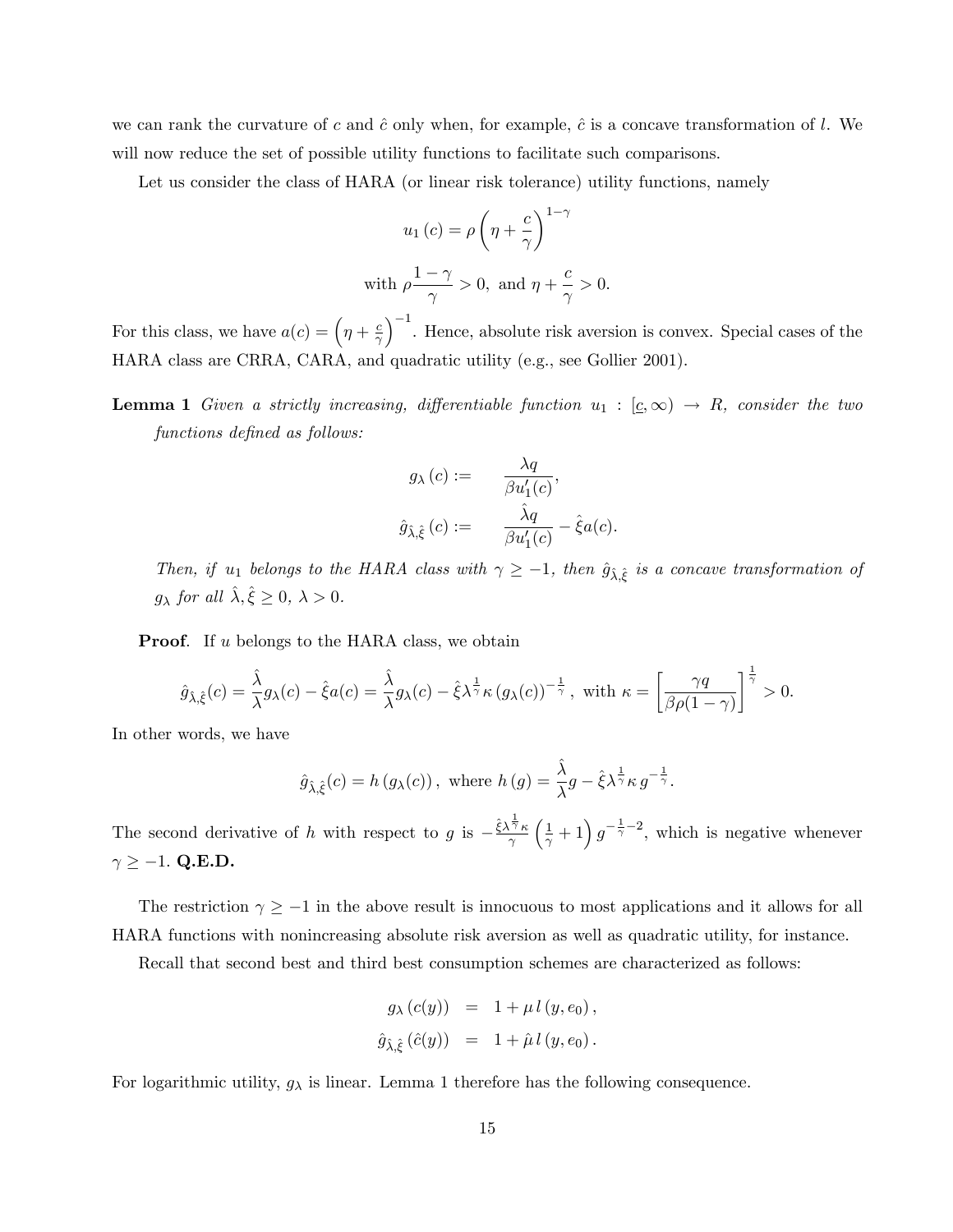we can rank the curvature of $c$ and $\hat{c}$ only when, for example, $\hat{c}$ is a concave transformation of $l$. We will now reduce the set of possible utility functions to facilitate such comparisons.

Let us consider the class of HARA (or linear risk tolerance) utility functions, namely

$$u_1(c) = \rho \left( \eta + \frac{c}{\gamma} \right)^{1-\gamma}$$

$$\text{with } \rho \frac{1-\gamma}{\gamma} > 0, \text{ and } \eta + \frac{c}{\gamma} > 0.$$

For this class, we have $a(c) = \left( \eta + \frac{c}{\gamma} \right)^{-1}$. Hence, absolute risk aversion is convex. Special cases of the HARA class are CRRA, CARA, and quadratic utility (e.g., see Gollier 2001).

**Lemma 1** *Given a strictly increasing, differentiable function $u_1 : [\underline{c}, \infty) \to R$, consider the two functions defined as follows:*

$$\begin{aligned} g_\lambda(c) &:= \frac{\lambda q}{\beta u_1'(c)}, \\ \hat{g}_{\hat{\lambda},\hat{\xi}}(c) &:= \frac{\hat{\lambda} q}{\beta u_1'(c)} - \hat{\xi} a(c). \end{aligned}$$

*Then, if $u_1$ belongs to the HARA class with $\gamma \geq -1$, then $\hat{g}_{\hat{\lambda},\hat{\xi}}$ is a concave transformation of $g_\lambda$ for all $\hat{\lambda}, \hat{\xi} \geq 0$, $\lambda > 0$.*

**Proof**. If $u$ belongs to the HARA class, we obtain

$$\hat{g}_{\hat{\lambda},\hat{\xi}}(c) = \frac{\hat{\lambda}}{\lambda} g_\lambda(c) - \hat{\xi} a(c) = \frac{\hat{\lambda}}{\lambda} g_\lambda(c) - \hat{\xi} \lambda^{\frac{1}{\gamma}} \kappa \left( g_\lambda(c) \right)^{-\frac{1}{\gamma}}, \text{ with } \kappa = \left[ \frac{\gamma q}{\beta \rho (1-\gamma)} \right]^{\frac{1}{\gamma}} > 0.$$

In other words, we have

$$\hat{g}_{\hat{\lambda},\hat{\xi}}(c) = h\left( g_\lambda(c) \right), \text{ where } h(g) = \frac{\hat{\lambda}}{\lambda} g - \hat{\xi} \lambda^{\frac{1}{\gamma}} \kappa \, g^{-\frac{1}{\gamma}}.$$

The second derivative of $h$ with respect to $g$ is $-\frac{\hat{\xi} \lambda^{\frac{1}{\gamma}} \kappa}{\gamma} \left( \frac{1}{\gamma} + 1 \right) g^{-\frac{1}{\gamma}-2}$, which is negative whenever $\gamma \geq -1$. **Q.E.D.**

The restriction $\gamma \geq -1$ in the above result is innocuous to most applications and it allows for all HARA functions with nonincreasing absolute risk aversion as well as quadratic utility, for instance.

Recall that second best and third best consumption schemes are characterized as follows:

$$\begin{aligned} g_\lambda(c(y)) &= 1 + \mu \, l(y, e_0), \\ \hat{g}_{\hat{\lambda},\hat{\xi}}(\hat{c}(y)) &= 1 + \hat{\mu} \, l(y, e_0). \end{aligned}$$

For logarithmic utility, $g_\lambda$ is linear. Lemma 1 therefore has the following consequence.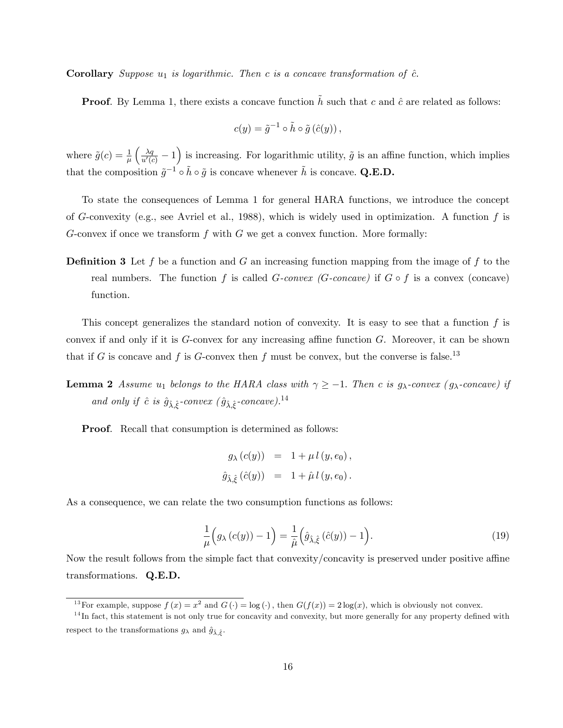**Corollary** *Suppose $u_1$ is logarithmic. Then $c$ is a concave transformation of $\hat{c}$.*

**Proof**. By Lemma 1, there exists a concave function $\tilde{h}$ such that $c$ and $\hat{c}$ are related as follows:

$$c(y) = \tilde{g}^{-1} \circ \tilde{h} \circ \tilde{g}\left(\hat{c}(y)\right),$$

where $\tilde{g}(c) = \frac{1}{\mu}\left(\frac{\lambda q}{u'(c)} - 1\right)$ is increasing. For logarithmic utility, $\tilde{g}$ is an affine function, which implies that the composition $\tilde{g}^{-1} \circ \tilde{h} \circ \tilde{g}$ is concave whenever $\tilde{h}$ is concave. **Q.E.D.**

To state the consequences of Lemma 1 for general HARA functions, we introduce the concept of $G$-convexity (e.g., see Avriel et al., 1988), which is widely used in optimization. A function $f$ is $G$-convex if once we transform $f$ with $G$ we get a convex function. More formally:

**Definition 3** Let $f$ be a function and $G$ an increasing function mapping from the image of $f$ to the real numbers. The function $f$ is called *$G$-convex ($G$-concave)* if $G \circ f$ is a convex (concave) function.

This concept generalizes the standard notion of convexity. It is easy to see that a function $f$ is convex if and only if it is $G$-convex for any increasing affine function $G$. Moreover, it can be shown that if $G$ is concave and $f$ is $G$-convex then $f$ must be convex, but the converse is false.[13]

**Lemma 2** *Assume $u_1$ belongs to the HARA class with $\gamma \geq -1$. Then $c$ is $g_\lambda$-convex ($g_\lambda$-concave) if and only if $\hat{c}$ is $\hat{g}_{\hat{\lambda},\hat{\xi}}$-convex ($\hat{g}_{\hat{\lambda},\hat{\xi}}$-concave).*[14]

**Proof**. Recall that consumption is determined as follows:

$$\begin{aligned} g_\lambda\left(c(y)\right) &= 1 + \mu\, l\left(y, e_0\right), \\ \hat{g}_{\hat{\lambda},\hat{\xi}}\left(\hat{c}(y)\right) &= 1 + \hat{\mu}\, l\left(y, e_0\right). \end{aligned}$$

As a consequence, we can relate the two consumption functions as follows:

$$\frac{1}{\mu}\Big(g_\lambda\left(c(y)\right) - 1\Big) = \frac{1}{\hat{\mu}}\Big(\hat{g}_{\hat{\lambda},\hat{\xi}}\left(\hat{c}(y)\right) - 1\Big). \tag{19}$$

Now the result follows from the simple fact that convexity/concavity is preserved under positive affine transformations. **Q.E.D.**

---

[13] For example, suppose $f(x) = x^2$ and $G(\cdot) = \log(\cdot)$, then $G(f(x)) = 2\log(x)$, which is obviously not convex.

[14] In fact, this statement is not only true for concavity and convexity, but more generally for any property defined with respect to the transformations $g_\lambda$ and $\hat{g}_{\hat{\lambda},\hat{\xi}}$.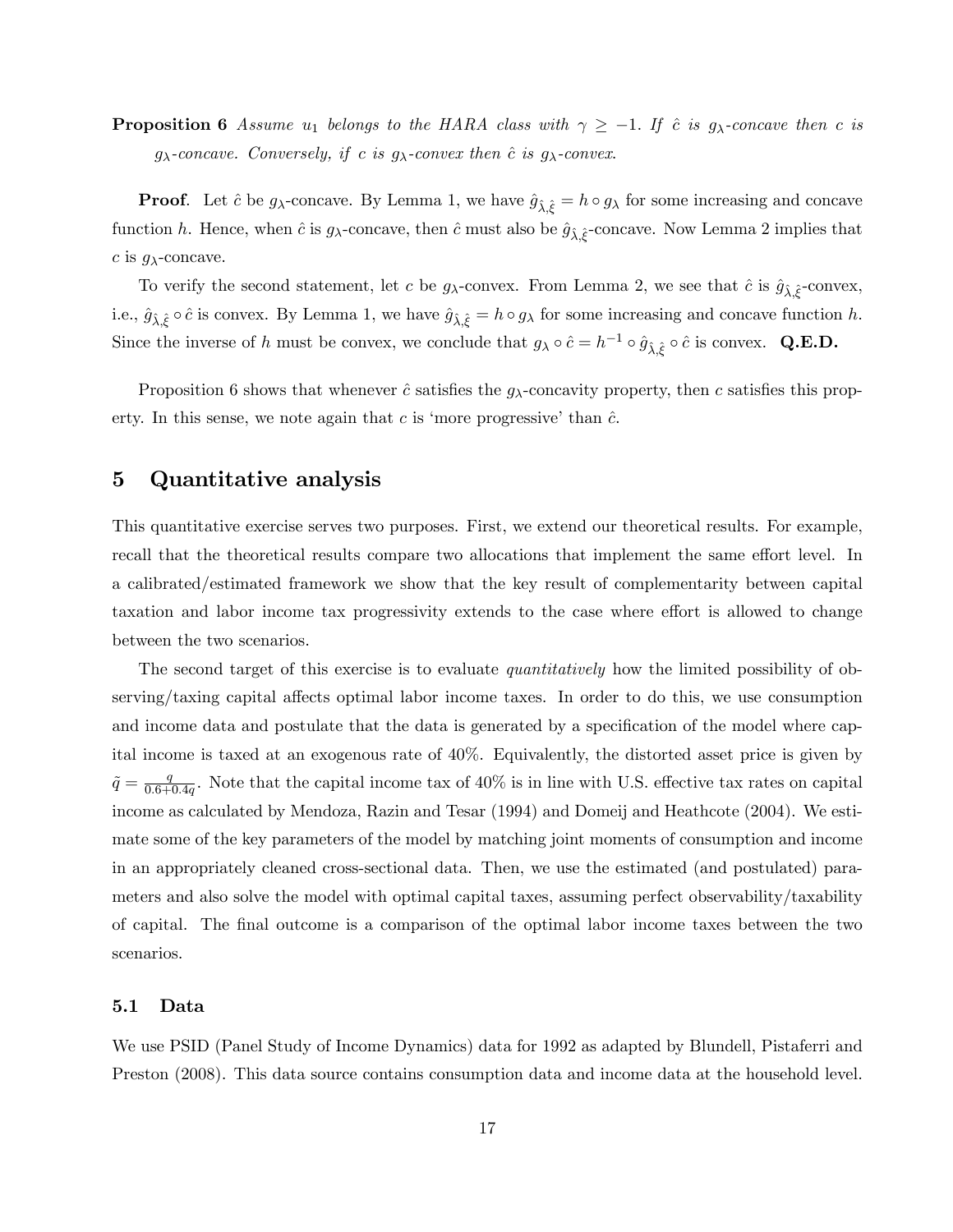**Proposition 6** *Assume $u_1$ belongs to the HARA class with $\gamma \geq -1$. If $\hat{c}$ is $g_\lambda$-concave then $c$ is $g_\lambda$-concave. Conversely, if $c$ is $g_\lambda$-convex then $\hat{c}$ is $g_\lambda$-convex.*

**Proof**. Let $\hat{c}$ be $g_\lambda$-concave. By Lemma 1, we have $\hat{g}_{\hat{\lambda},\hat{\xi}} = h \circ g_\lambda$ for some increasing and concave function $h$. Hence, when $\hat{c}$ is $g_\lambda$-concave, then $\hat{c}$ must also be $\hat{g}_{\hat{\lambda},\hat{\xi}}$-concave. Now Lemma 2 implies that $c$ is $g_\lambda$-concave.

To verify the second statement, let $c$ be $g_\lambda$-convex. From Lemma 2, we see that $\hat{c}$ is $\hat{g}_{\hat{\lambda},\hat{\xi}}$-convex, i.e., $\hat{g}_{\hat{\lambda},\hat{\xi}} \circ \hat{c}$ is convex. By Lemma 1, we have $\hat{g}_{\hat{\lambda},\hat{\xi}} = h \circ g_\lambda$ for some increasing and concave function $h$. Since the inverse of $h$ must be convex, we conclude that $g_\lambda \circ \hat{c} = h^{-1} \circ \hat{g}_{\hat{\lambda},\hat{\xi}} \circ \hat{c}$ is convex. **Q.E.D.**

Proposition 6 shows that whenever $\hat{c}$ satisfies the $g_\lambda$-concavity property, then $c$ satisfies this property. In this sense, we note again that $c$ is 'more progressive' than $\hat{c}$.

## 5 Quantitative analysis

This quantitative exercise serves two purposes. First, we extend our theoretical results. For example, recall that the theoretical results compare two allocations that implement the same effort level. In a calibrated/estimated framework we show that the key result of complementarity between capital taxation and labor income tax progressivity extends to the case where effort is allowed to change between the two scenarios.

The second target of this exercise is to evaluate *quantitatively* how the limited possibility of observing/taxing capital affects optimal labor income taxes. In order to do this, we use consumption and income data and postulate that the data is generated by a specification of the model where capital income is taxed at an exogenous rate of 40%. Equivalently, the distorted asset price is given by $\tilde{q} = \frac{q}{0.6+0.4q}$. Note that the capital income tax of 40% is in line with U.S. effective tax rates on capital income as calculated by Mendoza, Razin and Tesar (1994) and Domeij and Heathcote (2004). We estimate some of the key parameters of the model by matching joint moments of consumption and income in an appropriately cleaned cross-sectional data. Then, we use the estimated (and postulated) parameters and also solve the model with optimal capital taxes, assuming perfect observability/taxability of capital. The final outcome is a comparison of the optimal labor income taxes between the two scenarios.

### 5.1 Data

We use PSID (Panel Study of Income Dynamics) data for 1992 as adapted by Blundell, Pistaferri and Preston (2008). This data source contains consumption data and income data at the household level.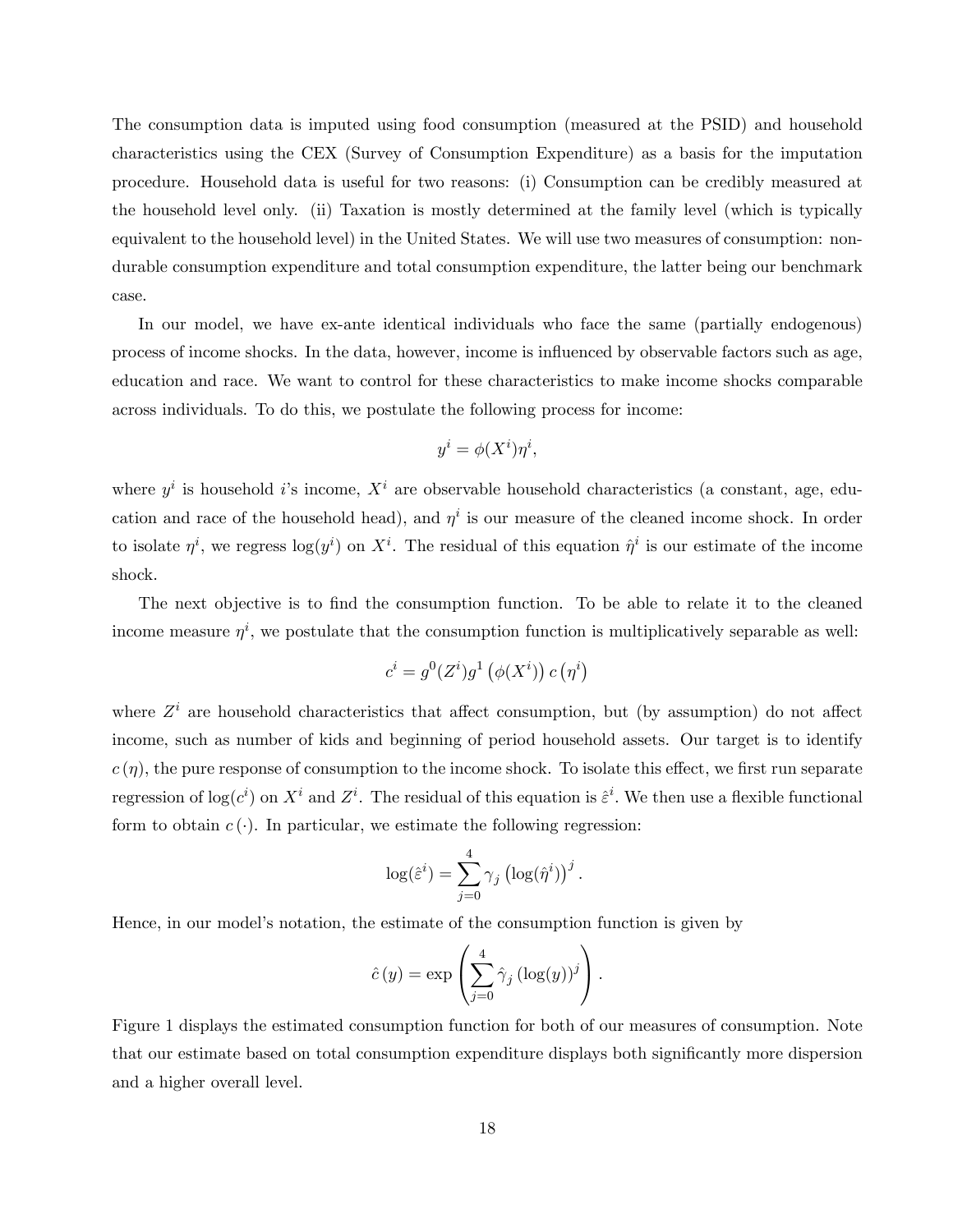The consumption data is imputed using food consumption (measured at the PSID) and household characteristics using the CEX (Survey of Consumption Expenditure) as a basis for the imputation procedure. Household data is useful for two reasons: (i) Consumption can be credibly measured at the household level only. (ii) Taxation is mostly determined at the family level (which is typically equivalent to the household level) in the United States. We will use two measures of consumption: non-durable consumption expenditure and total consumption expenditure, the latter being our benchmark case.

In our model, we have ex-ante identical individuals who face the same (partially endogenous) process of income shocks. In the data, however, income is influenced by observable factors such as age, education and race. We want to control for these characteristics to make income shocks comparable across individuals. To do this, we postulate the following process for income:

$$y^i = \phi(X^i)\eta^i,$$

where $y^i$ is household $i$'s income, $X^i$ are observable household characteristics (a constant, age, education and race of the household head), and $\eta^i$ is our measure of the cleaned income shock. In order to isolate $\eta^i$, we regress $\log(y^i)$ on $X^i$. The residual of this equation $\hat{\eta}^i$ is our estimate of the income shock.

The next objective is to find the consumption function. To be able to relate it to the cleaned income measure $\eta^i$, we postulate that the consumption function is multiplicatively separable as well:

$$c^i = g^0(Z^i)g^1\left(\phi(X^i)\right)c\left(\eta^i\right)$$

where $Z^i$ are household characteristics that affect consumption, but (by assumption) do not affect income, such as number of kids and beginning of period household assets. Our target is to identify $c(\eta)$, the pure response of consumption to the income shock. To isolate this effect, we first run separate regression of $\log(c^i)$ on $X^i$ and $Z^i$. The residual of this equation is $\hat{\varepsilon}^i$. We then use a flexible functional form to obtain $c(\cdot)$. In particular, we estimate the following regression:

$$\log(\hat{\varepsilon}^i) = \sum_{j=0}^{4} \gamma_j \left(\log(\hat{\eta}^i)\right)^j.$$

Hence, in our model's notation, the estimate of the consumption function is given by

$$\hat{c}(y) = \exp\left(\sum_{j=0}^{4} \hat{\gamma}_j \left(\log(y)\right)^j\right).$$

Figure 1 displays the estimated consumption function for both of our measures of consumption. Note that our estimate based on total consumption expenditure displays both significantly more dispersion and a higher overall level.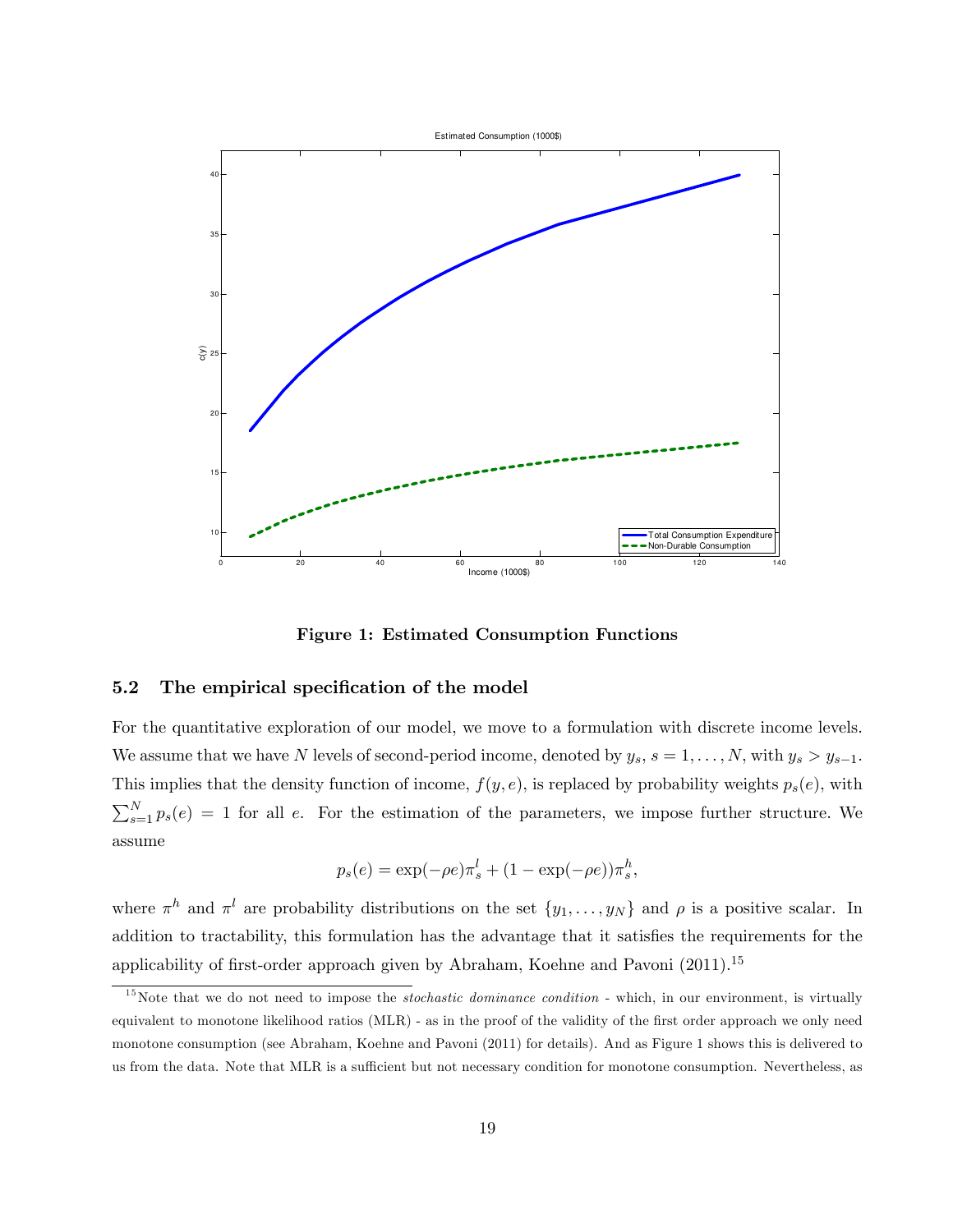**Figure 1: Estimated Consumption Functions**

### 5.2 The empirical specification of the model

For the quantitative exploration of our model, we move to a formulation with discrete income levels. We assume that we have $N$ levels of second-period income, denoted by $y_s$, $s = 1, \ldots, N$, with $y_s > y_{s-1}$. This implies that the density function of income, $f(y, e)$, is replaced by probability weights $p_s(e)$, with $\sum_{s=1}^{N} p_s(e) = 1$ for all $e$. For the estimation of the parameters, we impose further structure. We assume

$$p_s(e) = \exp(-\rho e)\pi_s^l + (1 - \exp(-\rho e))\pi_s^h,$$

where $\pi^h$ and $\pi^l$ are probability distributions on the set $\{y_1, \ldots, y_N\}$ and $\rho$ is a positive scalar. In addition to tractability, this formulation has the advantage that it satisfies the requirements for the applicability of first-order approach given by Abraham, Koehne and Pavoni (2011).[15]

[15] Note that we do not need to impose the *stochastic dominance condition* - which, in our environment, is virtually equivalent to monotone likelihood ratios (MLR) - as in the proof of the validity of the first order approach we only need monotone consumption (see Abraham, Koehne and Pavoni (2011) for details). And as Figure 1 shows this is delivered to us from the data. Note that MLR is a sufficient but not necessary condition for monotone consumption. Nevertheless, as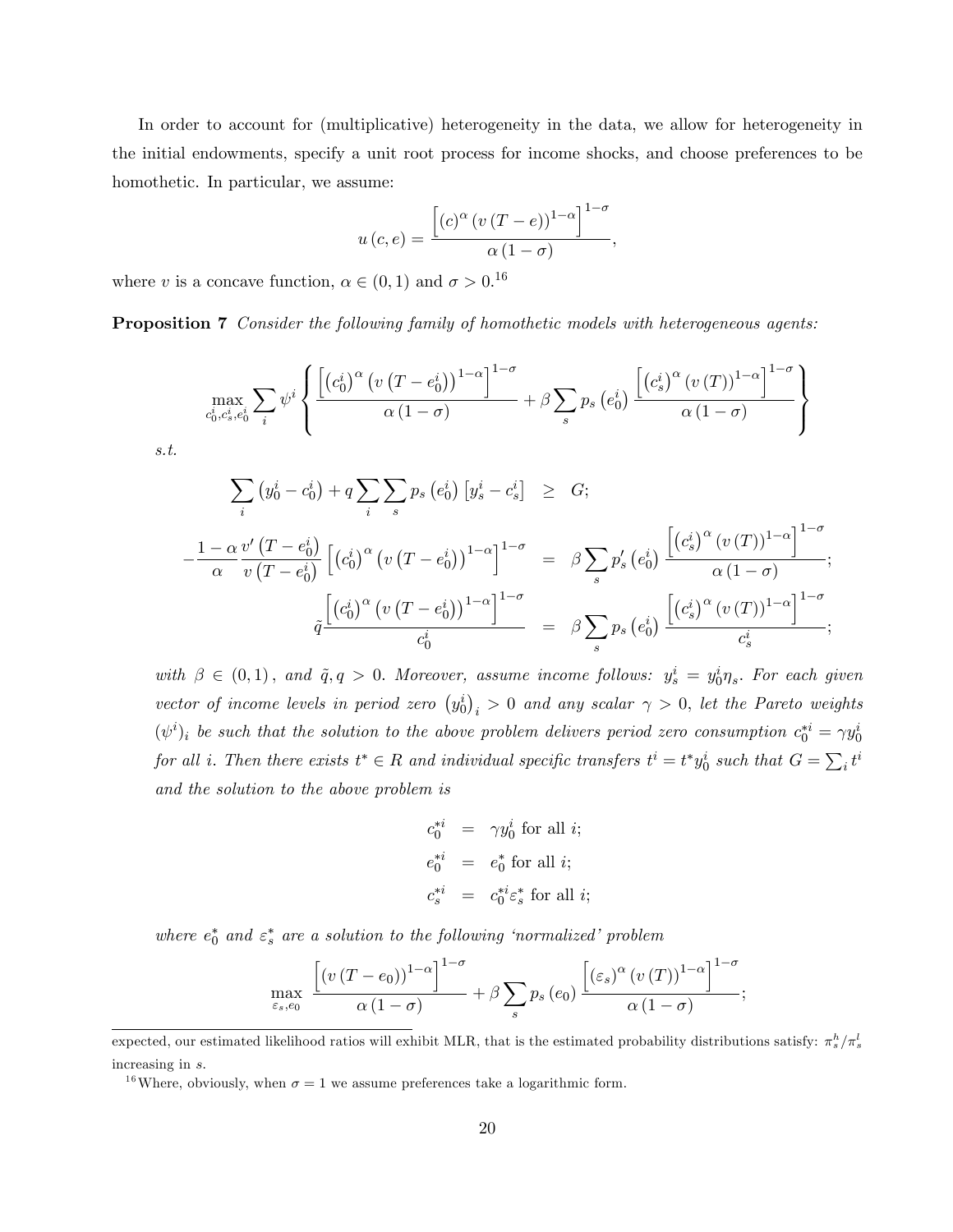In order to account for (multiplicative) heterogeneity in the data, we allow for heterogeneity in the initial endowments, specify a unit root process for income shocks, and choose preferences to be homothetic. In particular, we assume:

$$u(c,e) = \frac{\left[(c)^{\alpha}(v(T-e))^{1-\alpha}\right]^{1-\sigma}}{\alpha(1-\sigma)},$$

where $v$ is a concave function, $\alpha \in (0,1)$ and $\sigma > 0$.[16]

**Proposition 7** *Consider the following family of homothetic models with heterogeneous agents:*

$$\max_{c_0^i, c_s^i, e_0^i} \sum_i \psi^i \left\{ \frac{\left[\left(c_0^i\right)^{\alpha}\left(v\left(T-e_0^i\right)\right)^{1-\alpha}\right]^{1-\sigma}}{\alpha(1-\sigma)} + \beta \sum_s p_s\left(e_0^i\right) \frac{\left[\left(c_s^i\right)^{\alpha}(v(T))^{1-\alpha}\right]^{1-\sigma}}{\alpha(1-\sigma)} \right\}$$

*s.t.*

$$\begin{aligned}
\sum_i \left(y_0^i - c_0^i\right) + q\sum_i \sum_s p_s\left(e_0^i\right)\left[y_s^i - c_s^i\right] &\geq G; \\
-\frac{1-\alpha}{\alpha}\frac{v'\left(T-e_0^i\right)}{v\left(T-e_0^i\right)}\left[\left(c_0^i\right)^{\alpha}\left(v\left(T-e_0^i\right)\right)^{1-\alpha}\right]^{1-\sigma} &= \beta \sum_s p_s'\left(e_0^i\right) \frac{\left[\left(c_s^i\right)^{\alpha}(v(T))^{1-\alpha}\right]^{1-\sigma}}{\alpha(1-\sigma)}; \\
\tilde{q}\frac{\left[\left(c_0^i\right)^{\alpha}\left(v\left(T-e_0^i\right)\right)^{1-\alpha}\right]^{1-\sigma}}{c_0^i} &= \beta \sum_s p_s\left(e_0^i\right) \frac{\left[\left(c_s^i\right)^{\alpha}(v(T))^{1-\alpha}\right]^{1-\sigma}}{c_s^i};
\end{aligned}$$

*with $\beta \in (0,1)$, and $\tilde{q}, q > 0$. Moreover, assume income follows: $y_s^i = y_0^i \eta_s$. For each given vector of income levels in period zero $\left(y_0^i\right)_i > 0$ and any scalar $\gamma > 0$, let the Pareto weights $(\psi^i)_i$ be such that the solution to the above problem delivers period zero consumption $c_0^{*i} = \gamma y_0^i$ for all $i$. Then there exists $t^* \in R$ and individual specific transfers $t^i = t^* y_0^i$ such that $G = \sum_i t^i$ and the solution to the above problem is*

$$\begin{aligned}
c_0^{*i} &= \gamma y_0^i \text{ for all } i; \\
e_0^{*i} &= e_0^* \text{ for all } i; \\
c_s^{*i} &= c_0^{*i}\varepsilon_s^* \text{ for all } i;
\end{aligned}$$

*where $e_0^*$ and $\varepsilon_s^*$ are a solution to the following 'normalized' problem*

$$\max_{\varepsilon_s, e_0} \frac{\left[\left(v\left(T-e_0\right)\right)^{1-\alpha}\right]^{1-\sigma}}{\alpha(1-\sigma)} + \beta \sum_s p_s\left(e_0\right) \frac{\left[\left(\varepsilon_s\right)^{\alpha}(v(T))^{1-\alpha}\right]^{1-\sigma}}{\alpha(1-\sigma)};$$

---

expected, our estimated likelihood ratios will exhibit MLR, that is the estimated probability distributions satisfy: $\pi_s^h/\pi_s^l$ increasing in $s$.

[16] Where, obviously, when $\sigma = 1$ we assume preferences take a logarithmic form.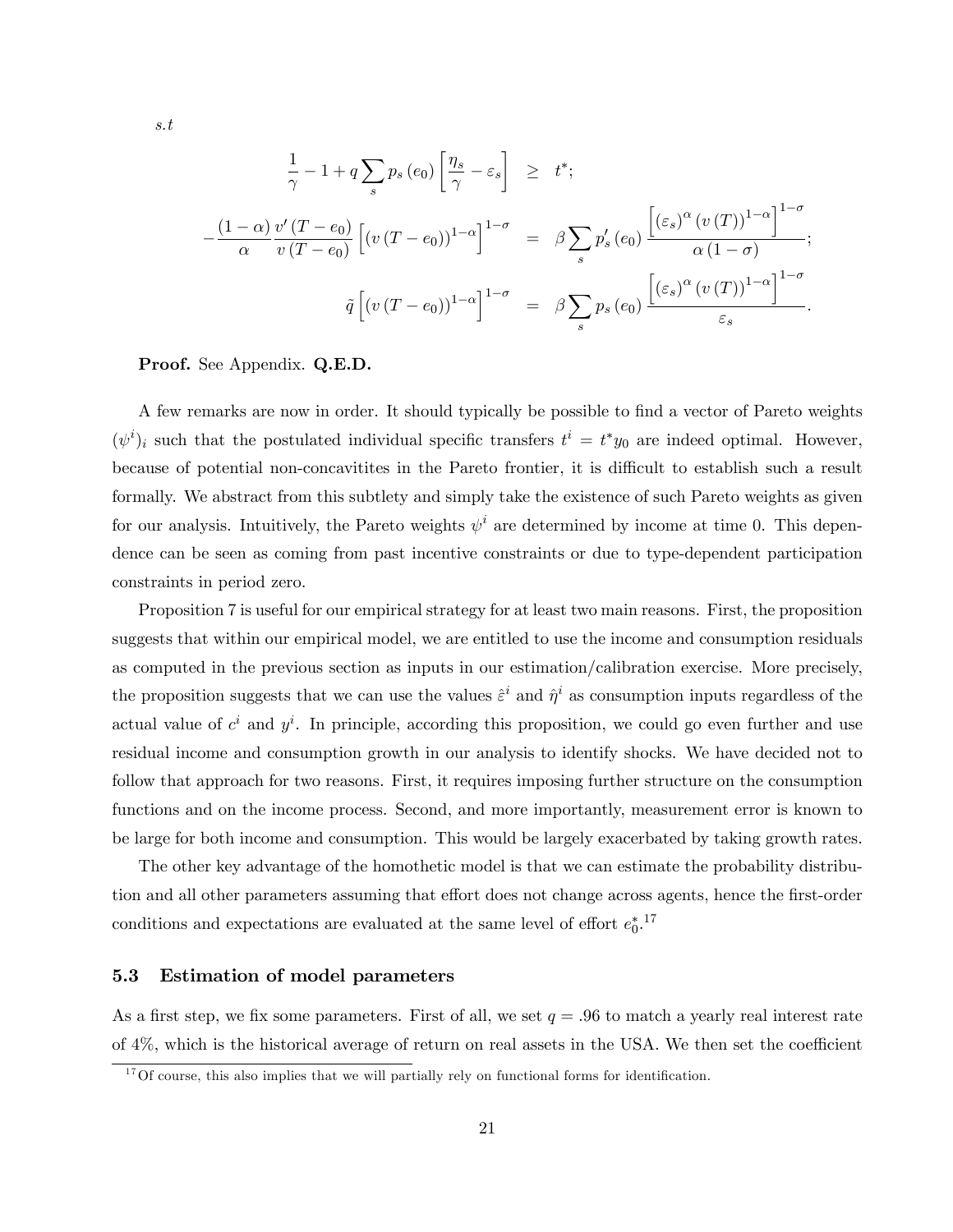*s.t*

$$
\begin{aligned}
\frac{1}{\gamma} - 1 + q \sum_s p_s(e_0) \left[ \frac{\eta_s}{\gamma} - \varepsilon_s \right] &\geq t^*; \\
-\frac{(1-\alpha)}{\alpha} \frac{v'(T-e_0)}{v(T-e_0)} \left[ (v(T-e_0))^{1-\alpha} \right]^{1-\sigma} &= \beta \sum_s p'_s(e_0) \frac{\left[ (\varepsilon_s)^{\alpha} (v(T))^{1-\alpha} \right]^{1-\sigma}}{\alpha(1-\sigma)}; \\
\tilde{q} \left[ (v(T-e_0))^{1-\alpha} \right]^{1-\sigma} &= \beta \sum_s p_s(e_0) \frac{\left[ (\varepsilon_s)^{\alpha} (v(T))^{1-\alpha} \right]^{1-\sigma}}{\varepsilon_s}.
\end{aligned}
$$

**Proof.** See Appendix. **Q.E.D.**

A few remarks are now in order. It should typically be possible to find a vector of Pareto weights $(\psi^i)_i$ such that the postulated individual specific transfers $t^i = t^* y_0$ are indeed optimal. However, because of potential non-concavitites in the Pareto frontier, it is difficult to establish such a result formally. We abstract from this subtlety and simply take the existence of such Pareto weights as given for our analysis. Intuitively, the Pareto weights $\psi^i$ are determined by income at time 0. This dependence can be seen as coming from past incentive constraints or due to type-dependent participation constraints in period zero.

Proposition 7 is useful for our empirical strategy for at least two main reasons. First, the proposition suggests that within our empirical model, we are entitled to use the income and consumption residuals as computed in the previous section as inputs in our estimation/calibration exercise. More precisely, the proposition suggests that we can use the values $\hat{\varepsilon}^i$ and $\hat{\eta}^i$ as consumption inputs regardless of the actual value of $c^i$ and $y^i$. In principle, according this proposition, we could go even further and use residual income and consumption growth in our analysis to identify shocks. We have decided not to follow that approach for two reasons. First, it requires imposing further structure on the consumption functions and on the income process. Second, and more importantly, measurement error is known to be large for both income and consumption. This would be largely exacerbated by taking growth rates.

The other key advantage of the homothetic model is that we can estimate the probability distribution and all other parameters assuming that effort does not change across agents, hence the first-order conditions and expectations are evaluated at the same level of effort $e_0^*$.[17]

### 5.3 Estimation of model parameters

As a first step, we fix some parameters. First of all, we set $q = .96$ to match a yearly real interest rate of 4%, which is the historical average of return on real assets in the USA. We then set the coefficient

[17] Of course, this also implies that we will partially rely on functional forms for identification.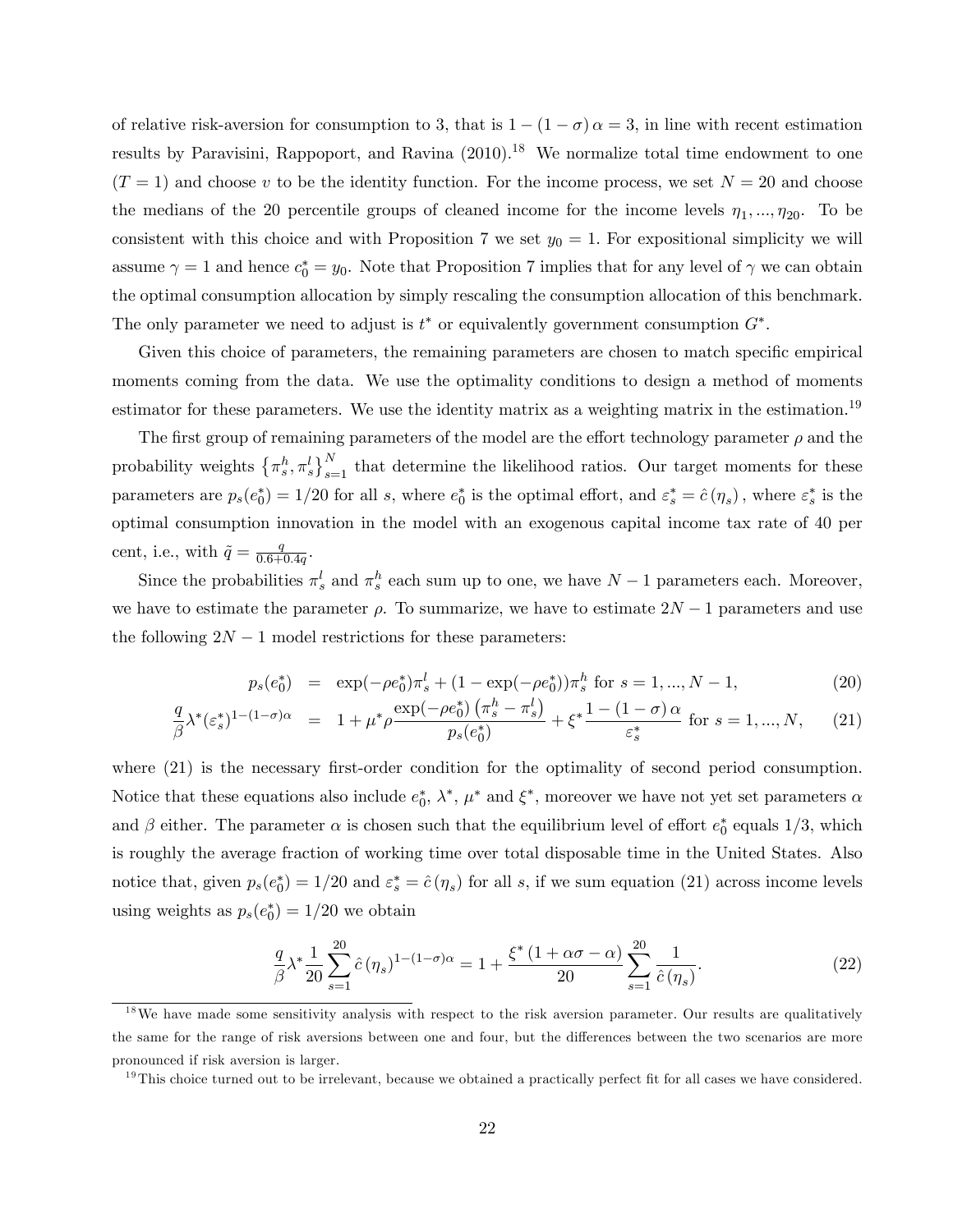of relative risk-aversion for consumption to 3, that is $1-(1-\sigma)\alpha = 3$, in line with recent estimation results by Paravisini, Rappoport, and Ravina (2010).[18] We normalize total time endowment to one ($T = 1$) and choose $v$ to be the identity function. For the income process, we set $N = 20$ and choose the medians of the 20 percentile groups of cleaned income for the income levels $\eta_1, ..., \eta_{20}$. To be consistent with this choice and with Proposition 7 we set $y_0 = 1$. For expositional simplicity we will assume $\gamma = 1$ and hence $c_0^* = y_0$. Note that Proposition 7 implies that for any level of $\gamma$ we can obtain the optimal consumption allocation by simply rescaling the consumption allocation of this benchmark. The only parameter we need to adjust is $t^*$ or equivalently government consumption $G^*$.

Given this choice of parameters, the remaining parameters are chosen to match specific empirical moments coming from the data. We use the optimality conditions to design a method of moments estimator for these parameters. We use the identity matrix as a weighting matrix in the estimation.[19]

The first group of remaining parameters of the model are the effort technology parameter $\rho$ and the probability weights $\left\{\pi_s^h, \pi_s^l\right\}_{s=1}^N$ that determine the likelihood ratios. Our target moments for these parameters are $p_s(e_0^*) = 1/20$ for all $s$, where $e_0^*$ is the optimal effort, and $\varepsilon_s^* = \hat{c}(\eta_s)$, where $\varepsilon_s^*$ is the optimal consumption innovation in the model with an exogenous capital income tax rate of 40 per cent, i.e., with $\tilde{q} = \frac{q}{0.6+0.4q}$.

Since the probabilities $\pi_s^l$ and $\pi_s^h$ each sum up to one, we have $N-1$ parameters each. Moreover, we have to estimate the parameter $\rho$. To summarize, we have to estimate $2N-1$ parameters and use the following $2N-1$ model restrictions for these parameters:

$$p_s(e_0^*) = \exp(-\rho e_0^*)\pi_s^l + (1-\exp(-\rho e_0^*))\pi_s^h \text{ for } s = 1, ..., N-1, \tag{20}$$

$$\frac{q}{\beta}\lambda^*(\varepsilon_s^*)^{1-(1-\sigma)\alpha} = 1 + \mu^*\rho\frac{\exp(-\rho e_0^*)\left(\pi_s^h - \pi_s^l\right)}{p_s(e_0^*)} + \xi^*\frac{1-(1-\sigma)\alpha}{\varepsilon_s^*} \text{ for } s = 1, ..., N, \tag{21}$$

where (21) is the necessary first-order condition for the optimality of second period consumption. Notice that these equations also include $e_0^*$, $\lambda^*$, $\mu^*$ and $\xi^*$, moreover we have not yet set parameters $\alpha$ and $\beta$ either. The parameter $\alpha$ is chosen such that the equilibrium level of effort $e_0^*$ equals $1/3$, which is roughly the average fraction of working time over total disposable time in the United States. Also notice that, given $p_s(e_0^*) = 1/20$ and $\varepsilon_s^* = \hat{c}(\eta_s)$ for all $s$, if we sum equation (21) across income levels using weights as $p_s(e_0^*) = 1/20$ we obtain

$$\frac{q}{\beta}\lambda^*\frac{1}{20}\sum_{s=1}^{20}\hat{c}(\eta_s)^{1-(1-\sigma)\alpha} = 1 + \frac{\xi^*(1+\alpha\sigma-\alpha)}{20}\sum_{s=1}^{20}\frac{1}{\hat{c}(\eta_s)}. \tag{22}$$

---

[18] We have made some sensitivity analysis with respect to the risk aversion parameter. Our results are qualitatively the same for the range of risk aversions between one and four, but the differences between the two scenarios are more pronounced if risk aversion is larger.

[19] This choice turned out to be irrelevant, because we obtained a practically perfect fit for all cases we have considered.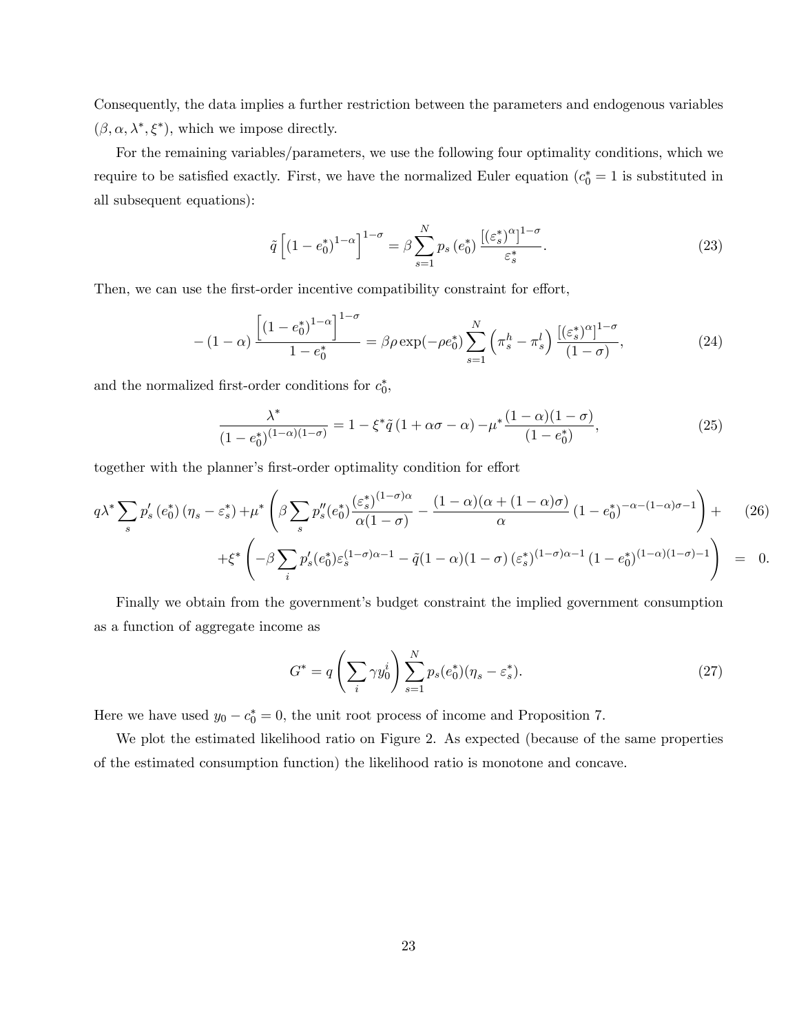Consequently, the data implies a further restriction between the parameters and endogenous variables $(\beta, \alpha, \lambda^*, \xi^*)$, which we impose directly.

For the remaining variables/parameters, we use the following four optimality conditions, which we require to be satisfied exactly. First, we have the normalized Euler equation ($c_0^* = 1$ is substituted in all subsequent equations):

$$\tilde{q}\left[(1-e_0^*)^{1-\alpha}\right]^{1-\sigma} = \beta \sum_{s=1}^{N} p_s\left(e_0^*\right) \frac{\left[(\varepsilon_s^*)^{\alpha}\right]^{1-\sigma}}{\varepsilon_s^*}. \tag{23}$$

Then, we can use the first-order incentive compatibility constraint for effort,

$$-(1-\alpha)\frac{\left[(1-e_0^*)^{1-\alpha}\right]^{1-\sigma}}{1-e_0^*} = \beta\rho\exp(-\rho e_0^*)\sum_{s=1}^{N}\left(\pi_s^h - \pi_s^l\right)\frac{\left[(\varepsilon_s^*)^{\alpha}\right]^{1-\sigma}}{(1-\sigma)}, \tag{24}$$

and the normalized first-order conditions for $c_0^*$,

$$\frac{\lambda^*}{(1-e_0^*)^{(1-\alpha)(1-\sigma)}} = 1 - \xi^*\tilde{q}\left(1+\alpha\sigma-\alpha\right) - \mu^*\frac{(1-\alpha)(1-\sigma)}{(1-e_0^*)}, \tag{25}$$

together with the planner's first-order optimality condition for effort

$$\begin{aligned} q\lambda^*\sum_s p_s'\left(e_0^*\right)\left(\eta_s - \varepsilon_s^*\right) + \mu^*\left(\beta\sum_s p_s''(e_0^*)\frac{(\varepsilon_s^*)^{(1-\sigma)\alpha}}{\alpha(1-\sigma)} - \frac{(1-\alpha)(\alpha+(1-\alpha)\sigma)}{\alpha}\left(1-e_0^*\right)^{-\alpha-(1-\alpha)\sigma-1}\right) + \\ +\xi^*\left(-\beta\sum_i p_s'(e_0^*)\varepsilon_s^{(1-\sigma)\alpha-1} - \tilde{q}(1-\alpha)(1-\sigma)\left(\varepsilon_s^*\right)^{(1-\sigma)\alpha-1}\left(1-e_0^*\right)^{(1-\alpha)(1-\sigma)-1}\right) = 0. \end{aligned} \tag{26}$$

Finally we obtain from the government's budget constraint the implied government consumption as a function of aggregate income as

$$G^* = q\left(\sum_i \gamma y_0^i\right)\sum_{s=1}^{N} p_s(e_0^*)(\eta_s - \varepsilon_s^*). \tag{27}$$

Here we have used $y_0 - c_0^* = 0$, the unit root process of income and Proposition 7.

We plot the estimated likelihood ratio on Figure 2. As expected (because of the same properties of the estimated consumption function) the likelihood ratio is monotone and concave.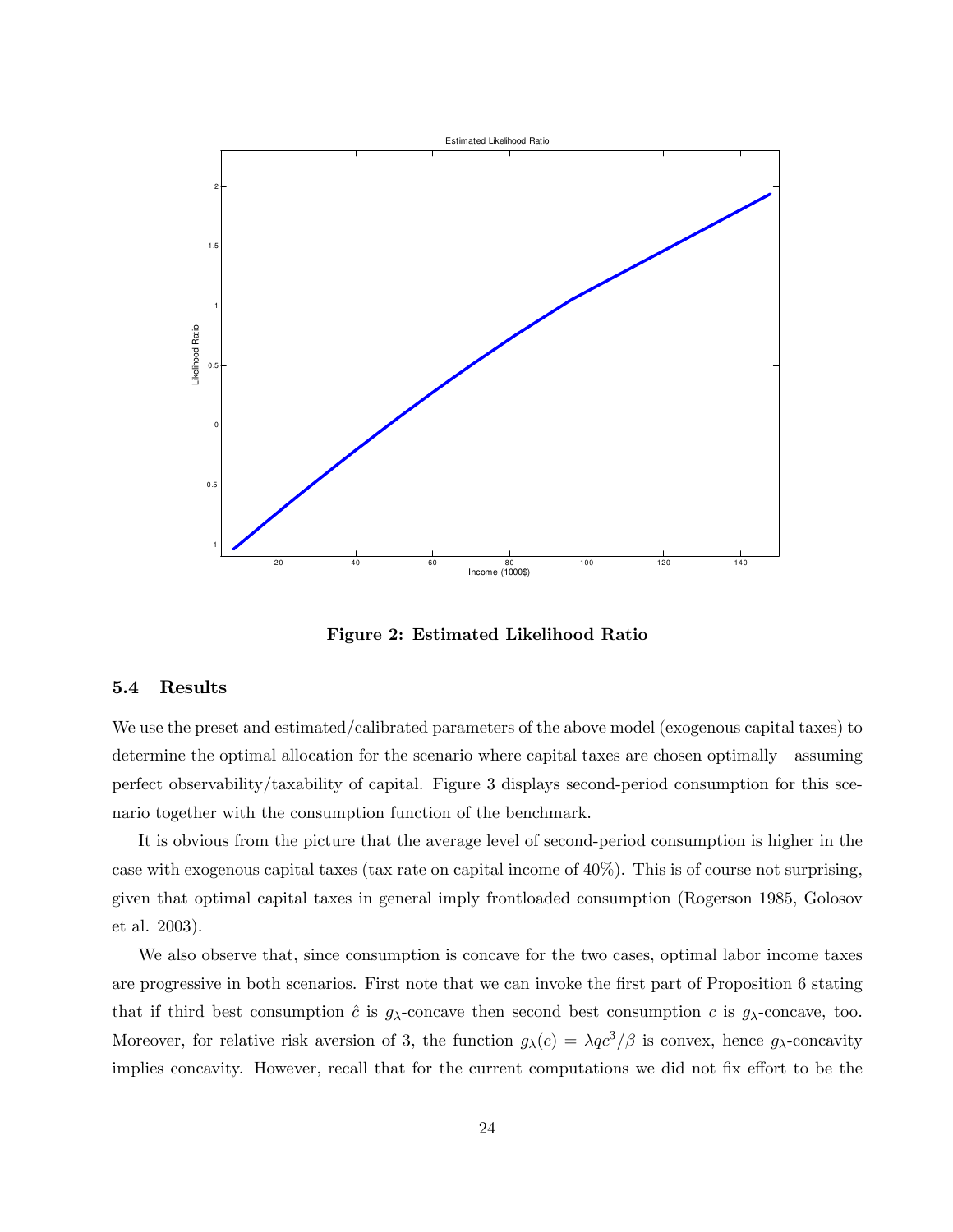Figure 2: Estimated Likelihood Ratio

### 5.4 Results

We use the preset and estimated/calibrated parameters of the above model (exogenous capital taxes) to determine the optimal allocation for the scenario where capital taxes are chosen optimally—assuming perfect observability/taxability of capital. Figure 3 displays second-period consumption for this scenario together with the consumption function of the benchmark.

It is obvious from the picture that the average level of second-period consumption is higher in the case with exogenous capital taxes (tax rate on capital income of 40%). This is of course not surprising, given that optimal capital taxes in general imply frontloaded consumption (Rogerson 1985, Golosov et al. 2003).

We also observe that, since consumption is concave for the two cases, optimal labor income taxes are progressive in both scenarios. First note that we can invoke the first part of Proposition 6 stating that if third best consumption $\hat{c}$ is $g_\lambda$-concave then second best consumption $c$ is $g_\lambda$-concave, too. Moreover, for relative risk aversion of 3, the function $g_\lambda(c) = \lambda q c^3/\beta$ is convex, hence $g_\lambda$-concavity implies concavity. However, recall that for the current computations we did not fix effort to be the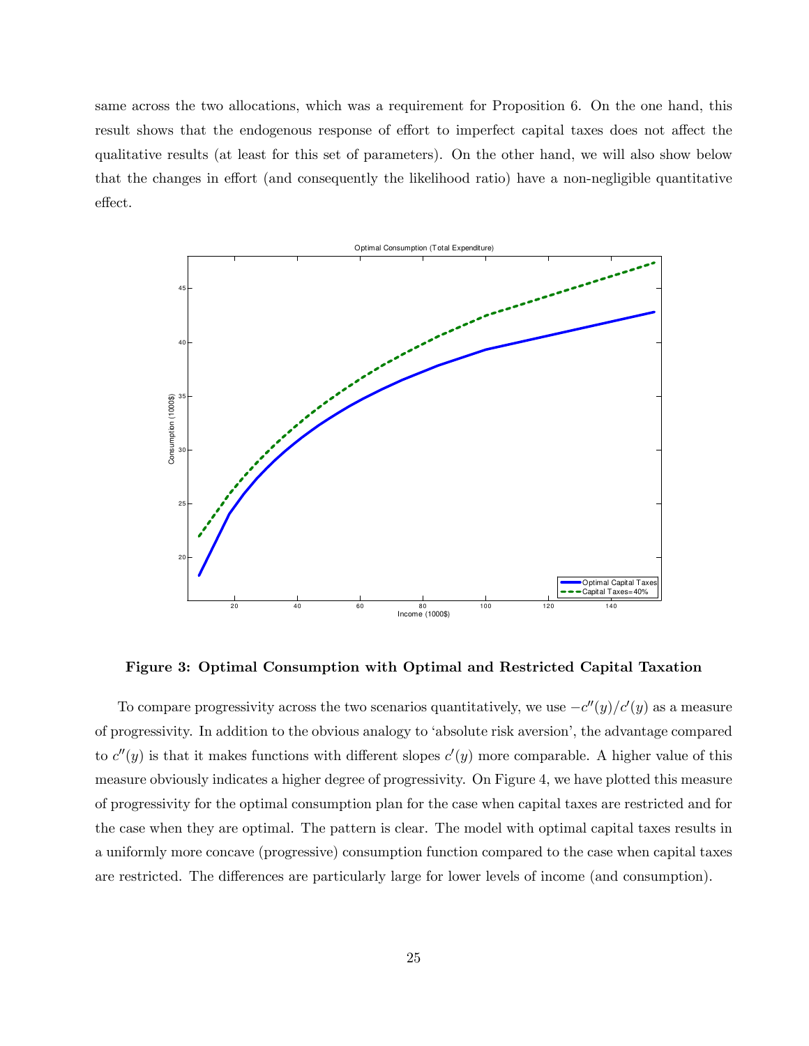same across the two allocations, which was a requirement for Proposition 6. On the one hand, this result shows that the endogenous response of effort to imperfect capital taxes does not affect the qualitative results (at least for this set of parameters). On the other hand, we will also show below that the changes in effort (and consequently the likelihood ratio) have a non-negligible quantitative effect.

**Figure 3: Optimal Consumption with Optimal and Restricted Capital Taxation**

To compare progressivity across the two scenarios quantitatively, we use $-c''(y)/c'(y)$ as a measure of progressivity. In addition to the obvious analogy to 'absolute risk aversion', the advantage compared to $c''(y)$ is that it makes functions with different slopes $c'(y)$ more comparable. A higher value of this measure obviously indicates a higher degree of progressivity. On Figure 4, we have plotted this measure of progressivity for the optimal consumption plan for the case when capital taxes are restricted and for the case when they are optimal. The pattern is clear. The model with optimal capital taxes results in a uniformly more concave (progressive) consumption function compared to the case when capital taxes are restricted. The differences are particularly large for lower levels of income (and consumption).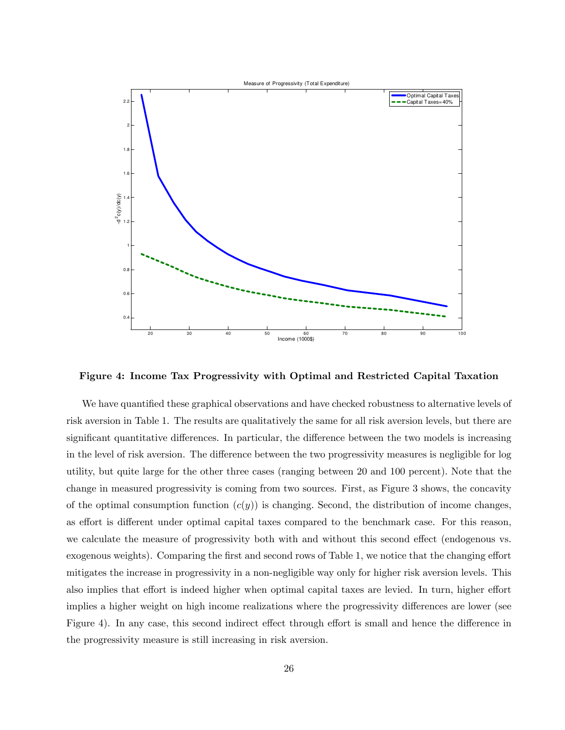**Figure 4: Income Tax Progressivity with Optimal and Restricted Capital Taxation**

We have quantified these graphical observations and have checked robustness to alternative levels of risk aversion in Table 1. The results are qualitatively the same for all risk aversion levels, but there are significant quantitative differences. In particular, the difference between the two models is increasing in the level of risk aversion. The difference between the two progressivity measures is negligible for log utility, but quite large for the other three cases (ranging between 20 and 100 percent). Note that the change in measured progressivity is coming from two sources. First, as Figure 3 shows, the concavity of the optimal consumption function ($c(y)$) is changing. Second, the distribution of income changes, as effort is different under optimal capital taxes compared to the benchmark case. For this reason, we calculate the measure of progressivity both with and without this second effect (endogenous vs. exogenous weights). Comparing the first and second rows of Table 1, we notice that the changing effort mitigates the increase in progressivity in a non-negligible way only for higher risk aversion levels. This also implies that effort is indeed higher when optimal capital taxes are levied. In turn, higher effort implies a higher weight on high income realizations where the progressivity differences are lower (see Figure 4). In any case, this second indirect effect through effort is small and hence the difference in the progressivity measure is still increasing in risk aversion.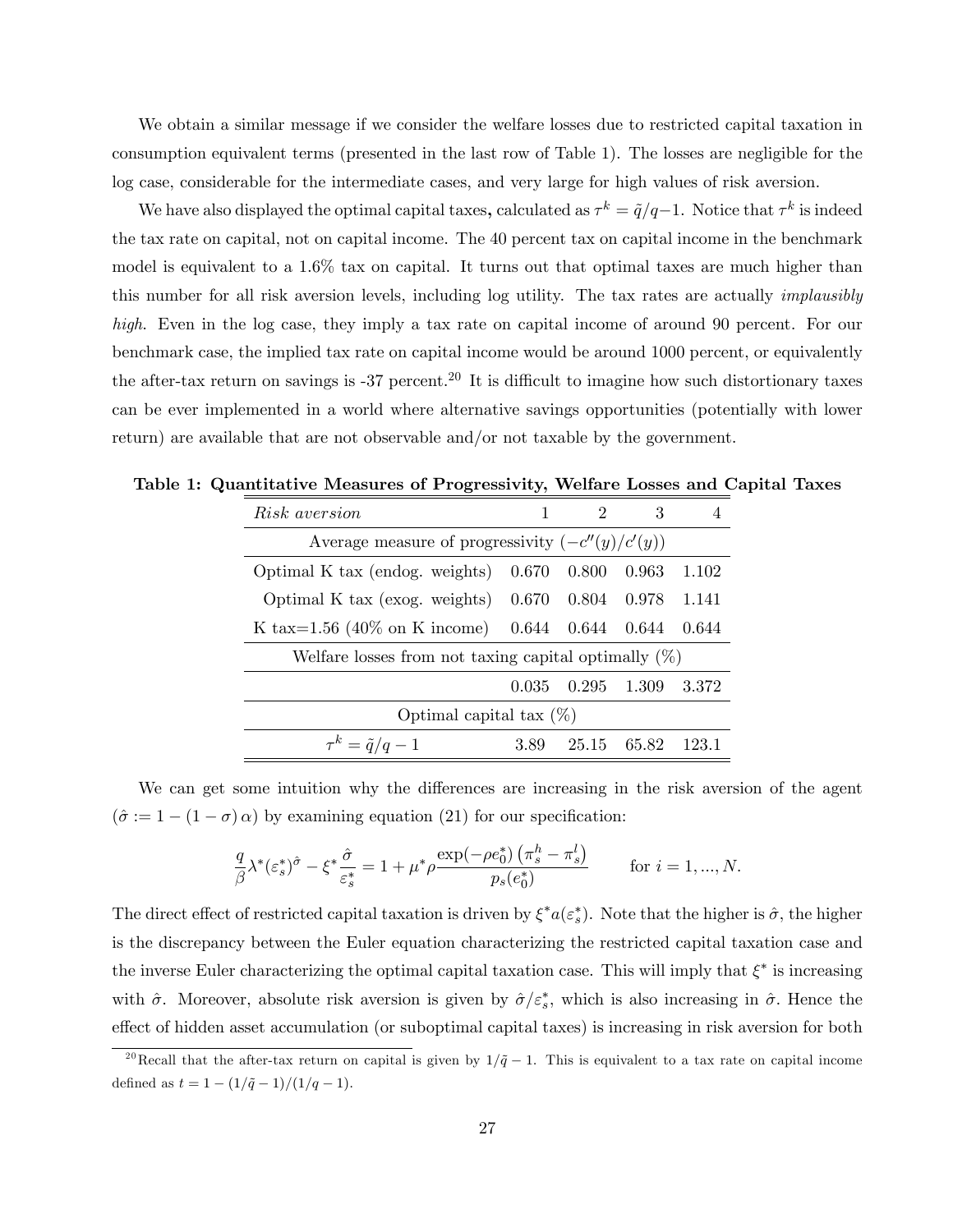We obtain a similar message if we consider the welfare losses due to restricted capital taxation in consumption equivalent terms (presented in the last row of Table 1). The losses are negligible for the log case, considerable for the intermediate cases, and very large for high values of risk aversion.

We have also displayed the optimal capital taxes**,** calculated as $\tau^k = \tilde{q}/q - 1$. Notice that $\tau^k$ is indeed the tax rate on capital, not on capital income. The 40 percent tax on capital income in the benchmark model is equivalent to a 1.6% tax on capital. It turns out that optimal taxes are much higher than this number for all risk aversion levels, including log utility. The tax rates are actually *implausibly high*. Even in the log case, they imply a tax rate on capital income of around 90 percent. For our benchmark case, the implied tax rate on capital income would be around 1000 percent, or equivalently the after-tax return on savings is -37 percent.[20] It is difficult to imagine how such distortionary taxes can be ever implemented in a world where alternative savings opportunities (potentially with lower return) are available that are not observable and/or not taxable by the government.

**Table 1: Quantitative Measures of Progressivity, Welfare Losses and Capital Taxes**

| *Risk aversion* | 1 | 2 | 3 | 4 |
|---|---|---|---|---|
| Average measure of progressivity $(-c''(y)/c'(y))$ | | | | |
| Optimal K tax (endog. weights) | 0.670 | 0.800 | 0.963 | 1.102 |
| Optimal K tax (exog. weights) | 0.670 | 0.804 | 0.978 | 1.141 |
| K tax=1.56 (40% on K income) | 0.644 | 0.644 | 0.644 | 0.644 |
| Welfare losses from not taxing capital optimally (%) | | | | |
| | 0.035 | 0.295 | 1.309 | 3.372 |
| Optimal capital tax (%) | | | | |
| $\tau^k = \tilde{q}/q - 1$ | 3.89 | 25.15 | 65.82 | 123.1 |

We can get some intuition why the differences are increasing in the risk aversion of the agent $(\hat{\sigma} := 1 - (1-\sigma)\,\alpha)$ by examining equation (21) for our specification:

$$\frac{q}{\beta}\lambda^*(\varepsilon_s^*)^{\hat{\sigma}} - \xi^*\frac{\hat{\sigma}}{\varepsilon_s^*} = 1 + \mu^*\rho\frac{\exp(-\rho e_0^*)\left(\pi_s^h - \pi_s^l\right)}{p_s(e_0^*)} \qquad \text{for } i = 1, ..., N.$$

The direct effect of restricted capital taxation is driven by $\xi^* a(\varepsilon_s^*)$. Note that the higher is $\hat{\sigma}$, the higher is the discrepancy between the Euler equation characterizing the restricted capital taxation case and the inverse Euler characterizing the optimal capital taxation case. This will imply that $\xi^*$ is increasing with $\hat{\sigma}$. Moreover, absolute risk aversion is given by $\hat{\sigma}/\varepsilon_s^*$, which is also increasing in $\hat{\sigma}$. Hence the effect of hidden asset accumulation (or suboptimal capital taxes) is increasing in risk aversion for both

[20] Recall that the after-tax return on capital is given by $1/\tilde{q} - 1$. This is equivalent to a tax rate on capital income defined as $t = 1 - (1/\tilde{q} - 1)/(1/q - 1)$.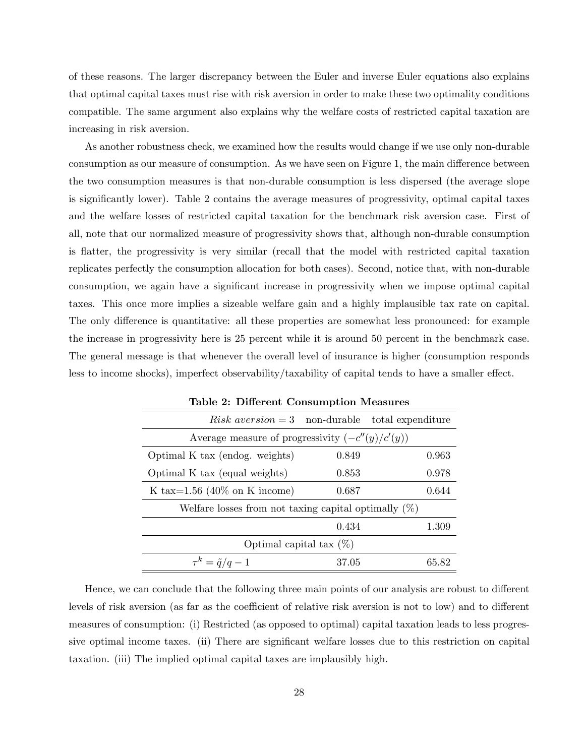of these reasons. The larger discrepancy between the Euler and inverse Euler equations also explains that optimal capital taxes must rise with risk aversion in order to make these two optimality conditions compatible. The same argument also explains why the welfare costs of restricted capital taxation are increasing in risk aversion.

As another robustness check, we examined how the results would change if we use only non-durable consumption as our measure of consumption. As we have seen on Figure 1, the main difference between the two consumption measures is that non-durable consumption is less dispersed (the average slope is significantly lower). Table 2 contains the average measures of progressivity, optimal capital taxes and the welfare losses of restricted capital taxation for the benchmark risk aversion case. First of all, note that our normalized measure of progressivity shows that, although non-durable consumption is flatter, the progressivity is very similar (recall that the model with restricted capital taxation replicates perfectly the consumption allocation for both cases). Second, notice that, with non-durable consumption, we again have a significant increase in progressivity when we impose optimal capital taxes. This once more implies a sizeable welfare gain and a highly implausible tax rate on capital. The only difference is quantitative: all these properties are somewhat less pronounced: for example the increase in progressivity here is 25 percent while it is around 50 percent in the benchmark case. The general message is that whenever the overall level of insurance is higher (consumption responds less to income shocks), imperfect observability/taxability of capital tends to have a smaller effect.

**Table 2: Different Consumption Measures**

| *Risk aversion* $= 3$ | non-durable | total expenditure |
|---|---|---|
| Average measure of progressivity $(-c''(y)/c'(y))$ | | |
| Optimal K tax (endog. weights) | 0.849 | 0.963 |
| Optimal K tax (equal weights) | 0.853 | 0.978 |
| K tax=1.56 (40% on K income) | 0.687 | 0.644 |
| Welfare losses from not taxing capital optimally (%) | | |
| | 0.434 | 1.309 |
| Optimal capital tax (%) | | |
| $\tau^k = \tilde{q}/q - 1$ | 37.05 | 65.82 |

Hence, we can conclude that the following three main points of our analysis are robust to different levels of risk aversion (as far as the coefficient of relative risk aversion is not to low) and to different measures of consumption: (i) Restricted (as opposed to optimal) capital taxation leads to less progressive optimal income taxes. (ii) There are significant welfare losses due to this restriction on capital taxation. (iii) The implied optimal capital taxes are implausibly high.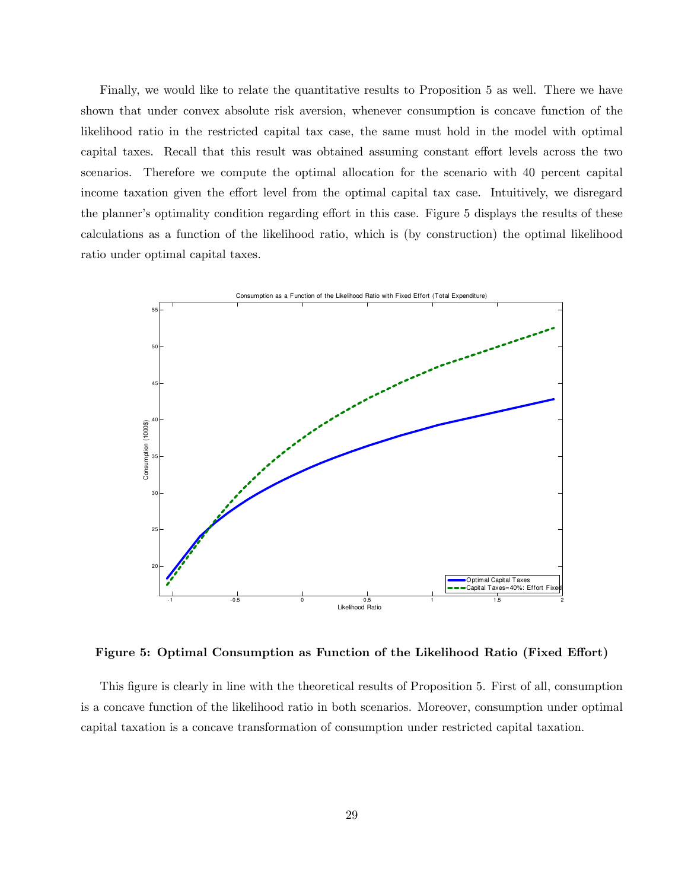Finally, we would like to relate the quantitative results to Proposition 5 as well. There we have shown that under convex absolute risk aversion, whenever consumption is concave function of the likelihood ratio in the restricted capital tax case, the same must hold in the model with optimal capital taxes. Recall that this result was obtained assuming constant effort levels across the two scenarios. Therefore we compute the optimal allocation for the scenario with 40 percent capital income taxation given the effort level from the optimal capital tax case. Intuitively, we disregard the planner's optimality condition regarding effort in this case. Figure 5 displays the results of these calculations as a function of the likelihood ratio, which is (by construction) the optimal likelihood ratio under optimal capital taxes.

**Figure 5: Optimal Consumption as Function of the Likelihood Ratio (Fixed Effort)**

This figure is clearly in line with the theoretical results of Proposition 5. First of all, consumption is a concave function of the likelihood ratio in both scenarios. Moreover, consumption under optimal capital taxation is a concave transformation of consumption under restricted capital taxation.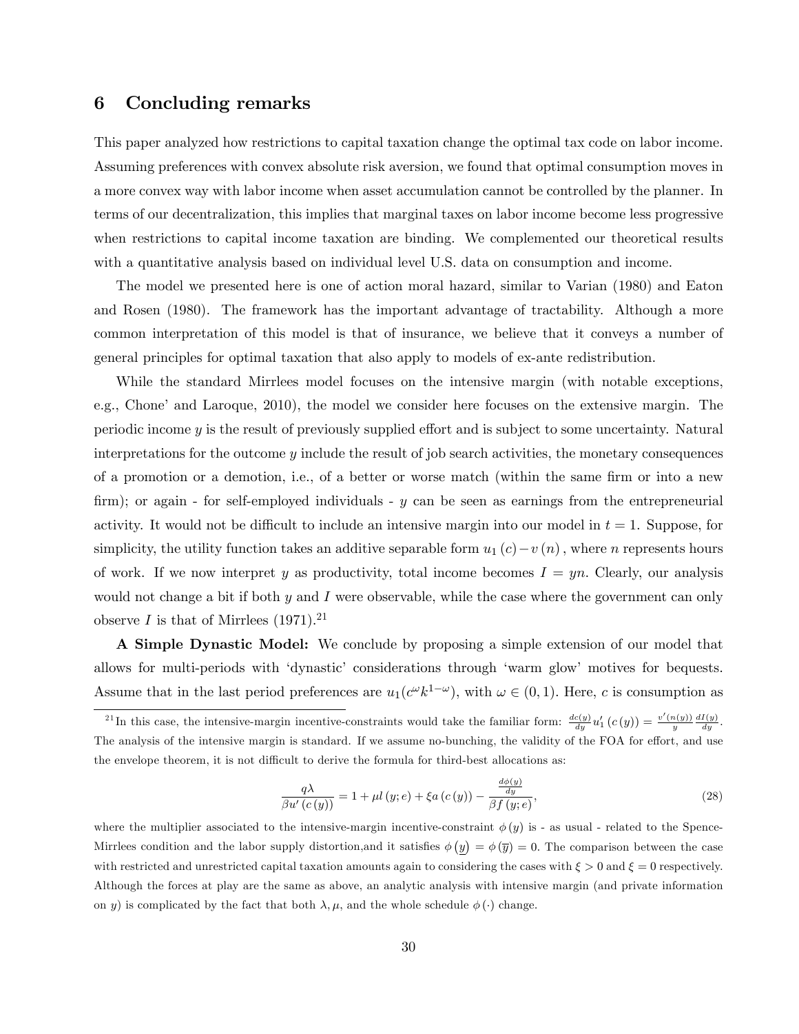## 6 Concluding remarks

This paper analyzed how restrictions to capital taxation change the optimal tax code on labor income. Assuming preferences with convex absolute risk aversion, we found that optimal consumption moves in a more convex way with labor income when asset accumulation cannot be controlled by the planner. In terms of our decentralization, this implies that marginal taxes on labor income become less progressive when restrictions to capital income taxation are binding. We complemented our theoretical results with a quantitative analysis based on individual level U.S. data on consumption and income.

The model we presented here is one of action moral hazard, similar to Varian (1980) and Eaton and Rosen (1980). The framework has the important advantage of tractability. Although a more common interpretation of this model is that of insurance, we believe that it conveys a number of general principles for optimal taxation that also apply to models of ex-ante redistribution.

While the standard Mirrlees model focuses on the intensive margin (with notable exceptions, e.g., Chone' and Laroque, 2010), the model we consider here focuses on the extensive margin. The periodic income $y$ is the result of previously supplied effort and is subject to some uncertainty. Natural interpretations for the outcome $y$ include the result of job search activities, the monetary consequences of a promotion or a demotion, i.e., of a better or worse match (within the same firm or into a new firm); or again - for self-employed individuals - $y$ can be seen as earnings from the entrepreneurial activity. It would not be difficult to include an intensive margin into our model in $t = 1$. Suppose, for simplicity, the utility function takes an additive separable form $u_1(c) - v(n)$, where $n$ represents hours of work. If we now interpret $y$ as productivity, total income becomes $I = yn$. Clearly, our analysis would not change a bit if both $y$ and $I$ were observable, while the case where the government can only observe $I$ is that of Mirrlees (1971).[21]

**A Simple Dynastic Model:** We conclude by proposing a simple extension of our model that allows for multi-periods with 'dynastic' considerations through 'warm glow' motives for bequests. Assume that in the last period preferences are $u_1(c^{\omega}k^{1-\omega})$, with $\omega \in (0, 1)$. Here, $c$ is consumption as

---

[21] In this case, the intensive-margin incentive-constraints would take the familiar form: $\frac{dc(y)}{dy}u_1'(c(y)) = \frac{v'(n(y))}{y}\frac{dI(y)}{dy}$. The analysis of the intensive margin is standard. If we assume no-bunching, the validity of the FOA for effort, and use the envelope theorem, it is not difficult to derive the formula for third-best allocations as:

$$\frac{q\lambda}{\beta u'(c(y))} = 1 + \mu l(y; e) + \xi a(c(y)) - \frac{\frac{d\phi(y)}{dy}}{\beta f(y; e)}, \tag{28}$$

where the multiplier associated to the intensive-margin incentive-constraint $\phi(y)$ is - as usual - related to the Spence-Mirrlees condition and the labor supply distortion,and it satisfies $\phi(\underline{y}) = \phi(\overline{y}) = 0$. The comparison between the case with restricted and unrestricted capital taxation amounts again to considering the cases with $\xi > 0$ and $\xi = 0$ respectively. Although the forces at play are the same as above, an analytic analysis with intensive margin (and private information on $y$) is complicated by the fact that both $\lambda, \mu$, and the whole schedule $\phi(\cdot)$ change.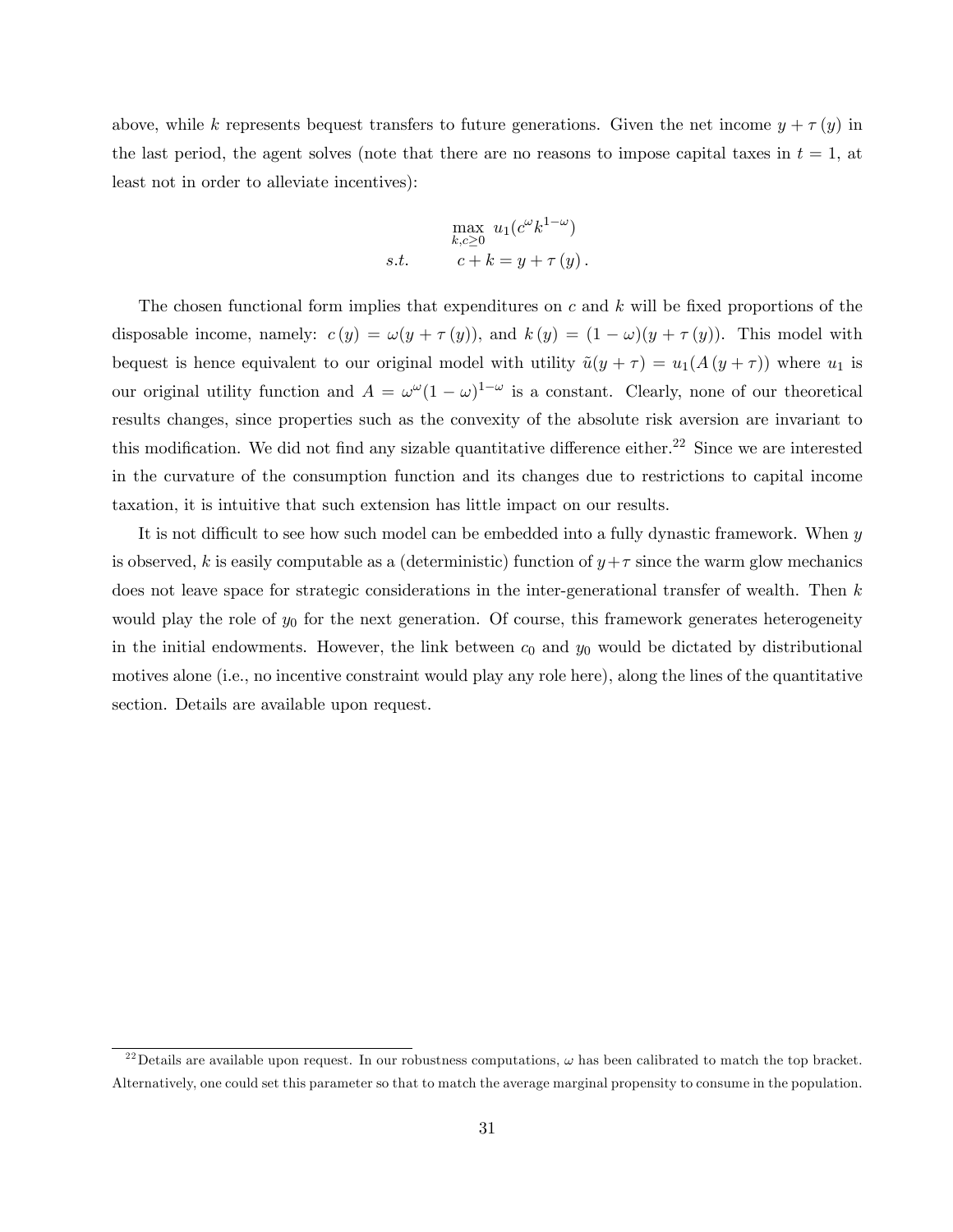above, while $k$ represents bequest transfers to future generations. Given the net income $y + \tau(y)$ in the last period, the agent solves (note that there are no reasons to impose capital taxes in $t = 1$, at least not in order to alleviate incentives):

$$
\begin{aligned}
&\max_{k,c\geq 0}\ u_1(c^{\omega}k^{1-\omega}) \\
s.t. \qquad & c + k = y + \tau(y).
\end{aligned}
$$

The chosen functional form implies that expenditures on $c$ and $k$ will be fixed proportions of the disposable income, namely: $c(y) = \omega(y + \tau(y))$, and $k(y) = (1-\omega)(y + \tau(y))$. This model with bequest is hence equivalent to our original model with utility $\tilde{u}(y + \tau) = u_1(A(y + \tau))$ where $u_1$ is our original utility function and $A = \omega^{\omega}(1-\omega)^{1-\omega}$ is a constant. Clearly, none of our theoretical results changes, since properties such as the convexity of the absolute risk aversion are invariant to this modification. We did not find any sizable quantitative difference either.[22] Since we are interested in the curvature of the consumption function and its changes due to restrictions to capital income taxation, it is intuitive that such extension has little impact on our results.

It is not difficult to see how such model can be embedded into a fully dynastic framework. When $y$ is observed, $k$ is easily computable as a (deterministic) function of $y+\tau$ since the warm glow mechanics does not leave space for strategic considerations in the inter-generational transfer of wealth. Then $k$ would play the role of $y_0$ for the next generation. Of course, this framework generates heterogeneity in the initial endowments. However, the link between $c_0$ and $y_0$ would be dictated by distributional motives alone (i.e., no incentive constraint would play any role here), along the lines of the quantitative section. Details are available upon request.

[22] Details are available upon request. In our robustness computations, $\omega$ has been calibrated to match the top bracket. Alternatively, one could set this parameter so that to match the average marginal propensity to consume in the population.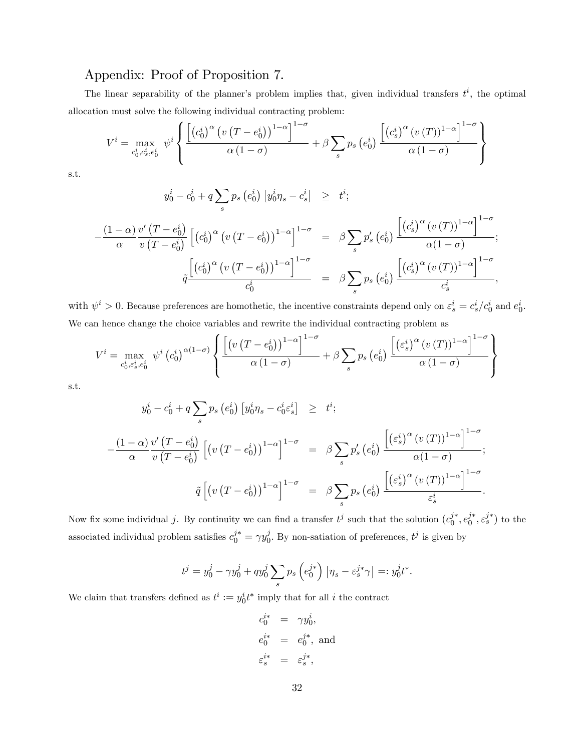## Appendix: Proof of Proposition 7.

The linear separability of the planner's problem implies that, given individual transfers $t^i$, the optimal allocation must solve the following individual contracting problem:

$$V^i = \max_{c_0^i, c_s^i, e_0^i} \psi^i \left\{ \frac{\left[ \left(c_0^i\right)^\alpha \left(v\left(T - e_0^i\right)\right)^{1-\alpha} \right]^{1-\sigma}}{\alpha(1-\sigma)} + \beta \sum_s p_s\left(e_0^i\right) \frac{\left[ \left(c_s^i\right)^\alpha \left(v\left(T\right)\right)^{1-\alpha} \right]^{1-\sigma}}{\alpha(1-\sigma)} \right\}$$

s.t.

$$\begin{aligned}
y_0^i - c_0^i + q \sum_s p_s\left(e_0^i\right)\left[y_0^i \eta_s - c_s^i\right] &\geq t^i; \\
-\frac{(1-\alpha)}{\alpha} \frac{v'\left(T - e_0^i\right)}{v\left(T - e_0^i\right)} \left[ \left(c_0^i\right)^\alpha \left(v\left(T - e_0^i\right)\right)^{1-\alpha} \right]^{1-\sigma} &= \beta \sum_s p_s'\left(e_0^i\right) \frac{\left[ \left(c_s^i\right)^\alpha \left(v\left(T\right)\right)^{1-\alpha} \right]^{1-\sigma}}{\alpha(1-\sigma)}; \\
\tilde{q} \frac{\left[ \left(c_0^i\right)^\alpha \left(v\left(T - e_0^i\right)\right)^{1-\alpha} \right]^{1-\sigma}}{c_0^i} &= \beta \sum_s p_s\left(e_0^i\right) \frac{\left[ \left(c_s^i\right)^\alpha \left(v\left(T\right)\right)^{1-\alpha} \right]^{1-\sigma}}{c_s^i},
\end{aligned}$$

with $\psi^i > 0$. Because preferences are homothetic, the incentive constraints depend only on $\varepsilon_s^i = c_s^i / c_0^i$ and $e_0^i$. We can hence change the choice variables and rewrite the individual contracting problem as

$$V^i = \max_{c_0^i, \varepsilon_s^i, e_0^i} \psi^i \left(c_0^i\right)^{\alpha(1-\sigma)} \left\{ \frac{\left[ \left(v\left(T - e_0^i\right)\right)^{1-\alpha} \right]^{1-\sigma}}{\alpha(1-\sigma)} + \beta \sum_s p_s\left(e_0^i\right) \frac{\left[ \left(\varepsilon_s^i\right)^\alpha \left(v\left(T\right)\right)^{1-\alpha} \right]^{1-\sigma}}{\alpha(1-\sigma)} \right\}$$

s.t.

$$\begin{aligned}
y_0^i - c_0^i + q \sum_s p_s\left(e_0^i\right)\left[y_0^i \eta_s - c_0^i \varepsilon_s^i\right] &\geq t^i; \\
-\frac{(1-\alpha)}{\alpha} \frac{v'\left(T - e_0^i\right)}{v\left(T - e_0^i\right)} \left[ \left(v\left(T - e_0^i\right)\right)^{1-\alpha} \right]^{1-\sigma} &= \beta \sum_s p_s'\left(e_0^i\right) \frac{\left[ \left(\varepsilon_s^i\right)^\alpha \left(v\left(T\right)\right)^{1-\alpha} \right]^{1-\sigma}}{\alpha(1-\sigma)}; \\
\tilde{q} \left[ \left(v\left(T - e_0^i\right)\right)^{1-\alpha} \right]^{1-\sigma} &= \beta \sum_s p_s\left(e_0^i\right) \frac{\left[ \left(\varepsilon_s^i\right)^\alpha \left(v\left(T\right)\right)^{1-\alpha} \right]^{1-\sigma}}{\varepsilon_s^i}.
\end{aligned}$$

Now fix some individual $j$. By continuity we can find a transfer $t^j$ such that the solution $(c_0^{j*}, e_0^{j*}, \varepsilon_s^{j*})$ to the associated individual problem satisfies $c_0^{j*} = \gamma y_0^j$. By non-satiation of preferences, $t^j$ is given by

$$t^j = y_0^j - \gamma y_0^j + q y_0^j \sum_s p_s\left(e_0^{j*}\right)\left[\eta_s - \varepsilon_s^{j*}\gamma\right] =: y_0^j t^*.$$

We claim that transfers defined as $t^i := y_0^i t^*$ imply that for all $i$ the contract

$$\begin{aligned}
c_0^{i*} &= \gamma y_0^i, \\
e_0^{i*} &= e_0^{j*}, \text{ and} \\
\varepsilon_s^{i*} &= \varepsilon_s^{j*},
\end{aligned}$$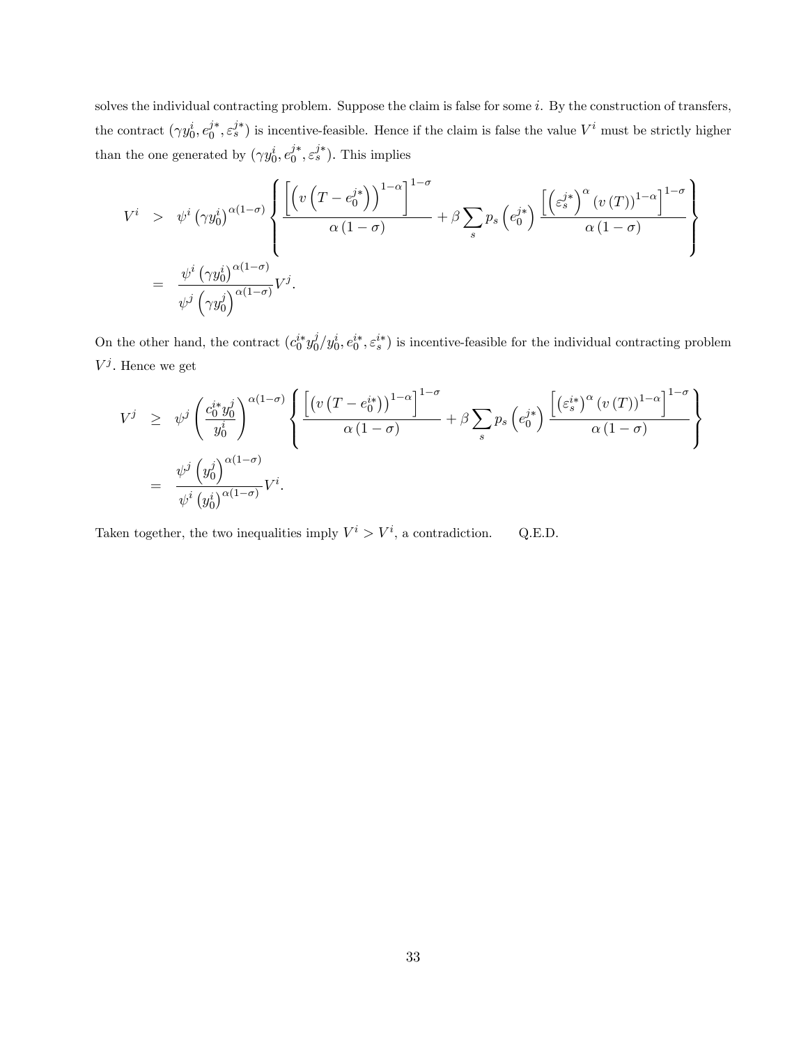solves the individual contracting problem. Suppose the claim is false for some $i$. By the construction of transfers, the contract $(\gamma y_0^i, e_0^{j*}, \varepsilon_s^{j*})$ is incentive-feasible. Hence if the claim is false the value $V^i$ must be strictly higher than the one generated by $(\gamma y_0^i, e_0^{j*}, \varepsilon_s^{j*})$. This implies

$$
\begin{aligned}
V^i &> \psi^i \left(\gamma y_0^i\right)^{\alpha(1-\sigma)} \left\{ \frac{\left[\left(v\left(T - e_0^{j*}\right)\right)^{1-\alpha}\right]^{1-\sigma}}{\alpha(1-\sigma)} + \beta \sum_s p_s\left(e_0^{j*}\right) \frac{\left[\left(\varepsilon_s^{j*}\right)^{\alpha} (v(T))^{1-\alpha}\right]^{1-\sigma}}{\alpha(1-\sigma)} \right\} \\
&= \frac{\psi^i \left(\gamma y_0^i\right)^{\alpha(1-\sigma)}}{\psi^j \left(\gamma y_0^j\right)^{\alpha(1-\sigma)}} V^j.
\end{aligned}
$$

On the other hand, the contract $(c_0^{i*} y_0^j / y_0^i, e_0^{i*}, \varepsilon_s^{i*})$ is incentive-feasible for the individual contracting problem $V^j$. Hence we get

$$
\begin{aligned}
V^j &\geq \psi^j \left(\frac{c_0^{i*} y_0^j}{y_0^i}\right)^{\alpha(1-\sigma)} \left\{ \frac{\left[\left(v\left(T - e_0^{i*}\right)\right)^{1-\alpha}\right]^{1-\sigma}}{\alpha(1-\sigma)} + \beta \sum_s p_s\left(e_0^{j*}\right) \frac{\left[\left(\varepsilon_s^{i*}\right)^{\alpha} (v(T))^{1-\alpha}\right]^{1-\sigma}}{\alpha(1-\sigma)} \right\} \\
&= \frac{\psi^j \left(y_0^j\right)^{\alpha(1-\sigma)}}{\psi^i \left(y_0^i\right)^{\alpha(1-\sigma)}} V^i.
\end{aligned}
$$

Taken together, the two inequalities imply $V^i > V^i$, a contradiction. Q.E.D.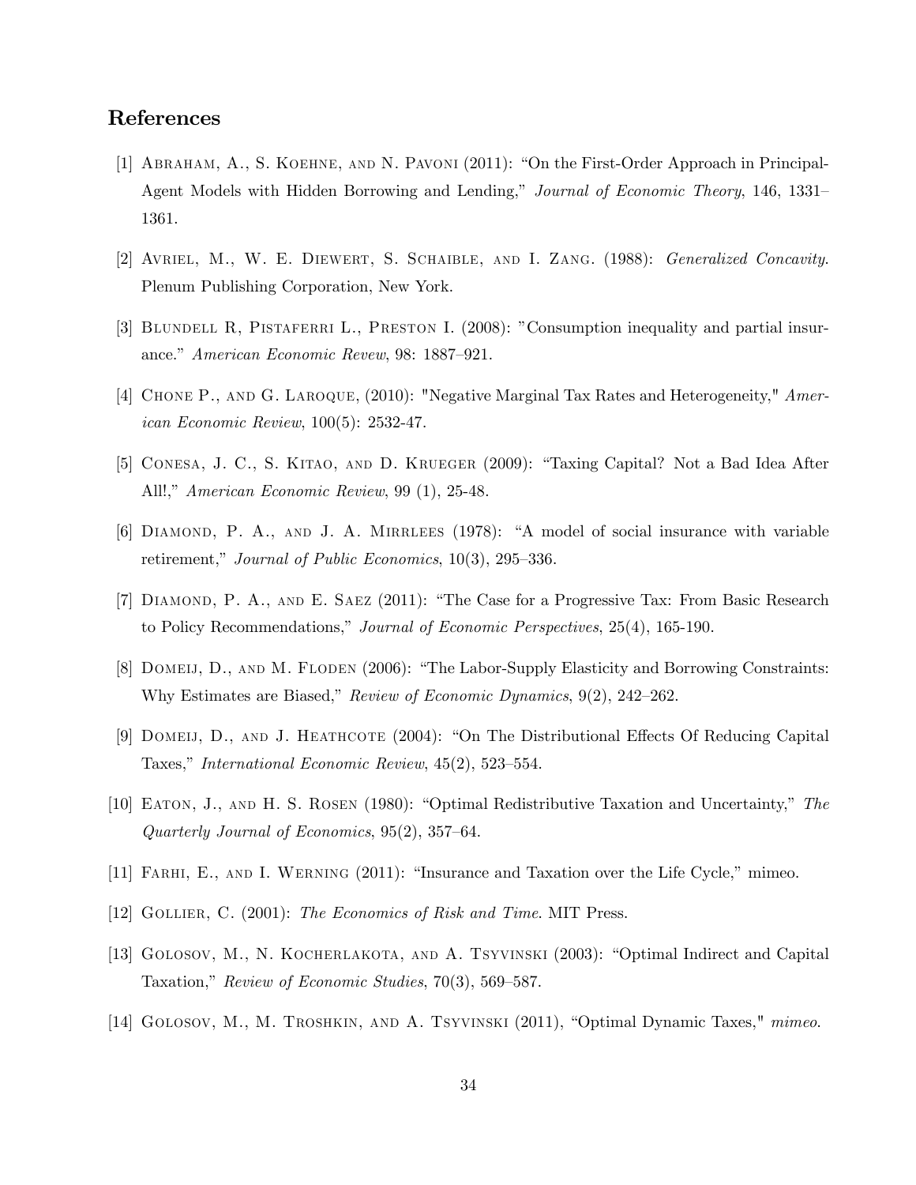## References

[1] Abraham, A., S. Koehne, and N. Pavoni (2011): "On the First-Order Approach in Principal-Agent Models with Hidden Borrowing and Lending," *Journal of Economic Theory*, 146, 1331–1361.

[2] Avriel, M., W. E. Diewert, S. Schaible, and I. Zang. (1988): *Generalized Concavity*. Plenum Publishing Corporation, New York.

[3] Blundell R, Pistaferri L., Preston I. (2008): "Consumption inequality and partial insurance." *American Economic Revew*, 98: 1887–921.

[4] Chone P., and G. Laroque, (2010): "Negative Marginal Tax Rates and Heterogeneity," *American Economic Review*, 100(5): 2532-47.

[5] Conesa, J. C., S. Kitao, and D. Krueger (2009): "Taxing Capital? Not a Bad Idea After All!," *American Economic Review*, 99 (1), 25-48.

[6] Diamond, P. A., and J. A. Mirrlees (1978): "A model of social insurance with variable retirement," *Journal of Public Economics*, 10(3), 295–336.

[7] Diamond, P. A., and E. Saez (2011): "The Case for a Progressive Tax: From Basic Research to Policy Recommendations," *Journal of Economic Perspectives*, 25(4), 165-190.

[8] Domeij, D., and M. Floden (2006): "The Labor-Supply Elasticity and Borrowing Constraints: Why Estimates are Biased," *Review of Economic Dynamics*, 9(2), 242–262.

[9] Domeij, D., and J. Heathcote (2004): "On The Distributional Effects Of Reducing Capital Taxes," *International Economic Review*, 45(2), 523–554.

[10] Eaton, J., and H. S. Rosen (1980): "Optimal Redistributive Taxation and Uncertainty," *The Quarterly Journal of Economics*, 95(2), 357–64.

[11] Farhi, E., and I. Werning (2011): "Insurance and Taxation over the Life Cycle," mimeo.

[12] Gollier, C. (2001): *The Economics of Risk and Time*. MIT Press.

[13] Golosov, M., N. Kocherlakota, and A. Tsyvinski (2003): "Optimal Indirect and Capital Taxation," *Review of Economic Studies*, 70(3), 569–587.

[14] Golosov, M., M. Troshkin, and A. Tsyvinski (2011), "Optimal Dynamic Taxes," *mimeo*.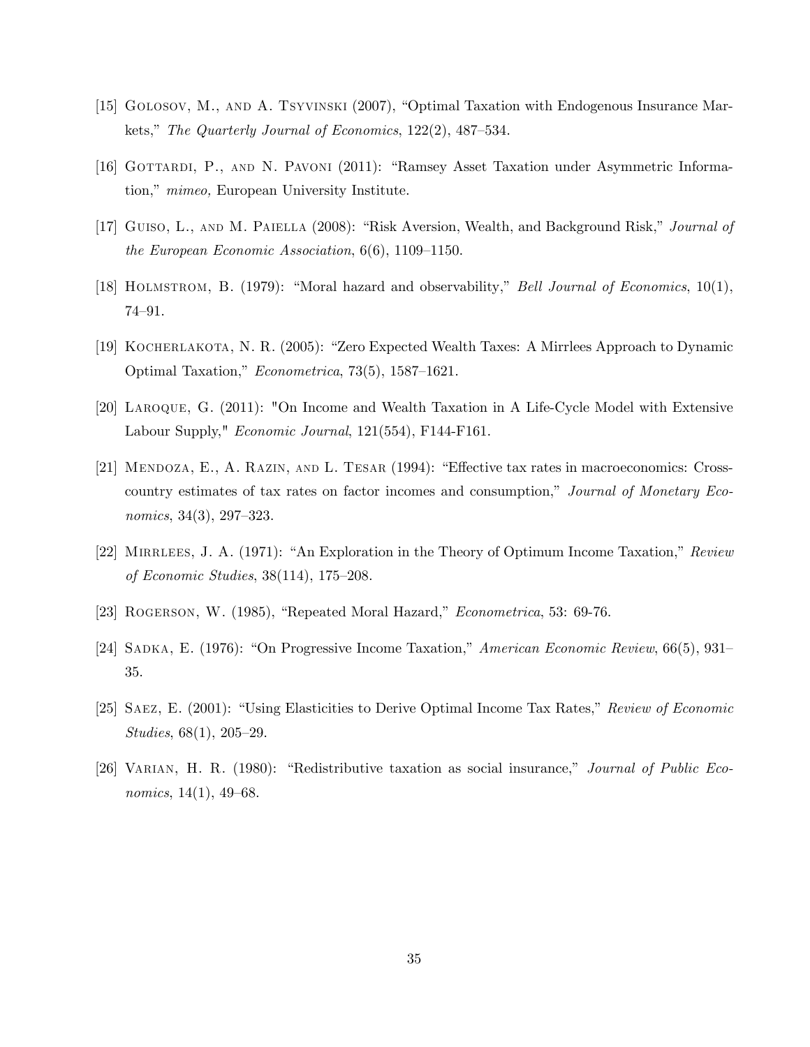[15] Golosov, M., and A. Tsyvinski (2007), "Optimal Taxation with Endogenous Insurance Markets," *The Quarterly Journal of Economics*, 122(2), 487–534.

[16] Gottardi, P., and N. Pavoni (2011): "Ramsey Asset Taxation under Asymmetric Information," *mimeo,* European University Institute.

[17] Guiso, L., and M. Paiella (2008): "Risk Aversion, Wealth, and Background Risk," *Journal of the European Economic Association*, 6(6), 1109–1150.

[18] Holmstrom, B. (1979): "Moral hazard and observability," *Bell Journal of Economics*, 10(1), 74–91.

[19] Kocherlakota, N. R. (2005): "Zero Expected Wealth Taxes: A Mirrlees Approach to Dynamic Optimal Taxation," *Econometrica*, 73(5), 1587–1621.

[20] Laroque, G. (2011): "On Income and Wealth Taxation in A Life-Cycle Model with Extensive Labour Supply," *Economic Journal*, 121(554), F144-F161.

[21] Mendoza, E., A. Razin, and L. Tesar (1994): "Effective tax rates in macroeconomics: Cross-country estimates of tax rates on factor incomes and consumption," *Journal of Monetary Economics*, 34(3), 297–323.

[22] Mirrlees, J. A. (1971): "An Exploration in the Theory of Optimum Income Taxation," *Review of Economic Studies*, 38(114), 175–208.

[23] Rogerson, W. (1985), "Repeated Moral Hazard," *Econometrica*, 53: 69-76.

[24] Sadka, E. (1976): "On Progressive Income Taxation," *American Economic Review*, 66(5), 931–35.

[25] Saez, E. (2001): "Using Elasticities to Derive Optimal Income Tax Rates," *Review of Economic Studies*, 68(1), 205–29.

[26] Varian, H. R. (1980): "Redistributive taxation as social insurance," *Journal of Public Economics*, 14(1), 49–68.